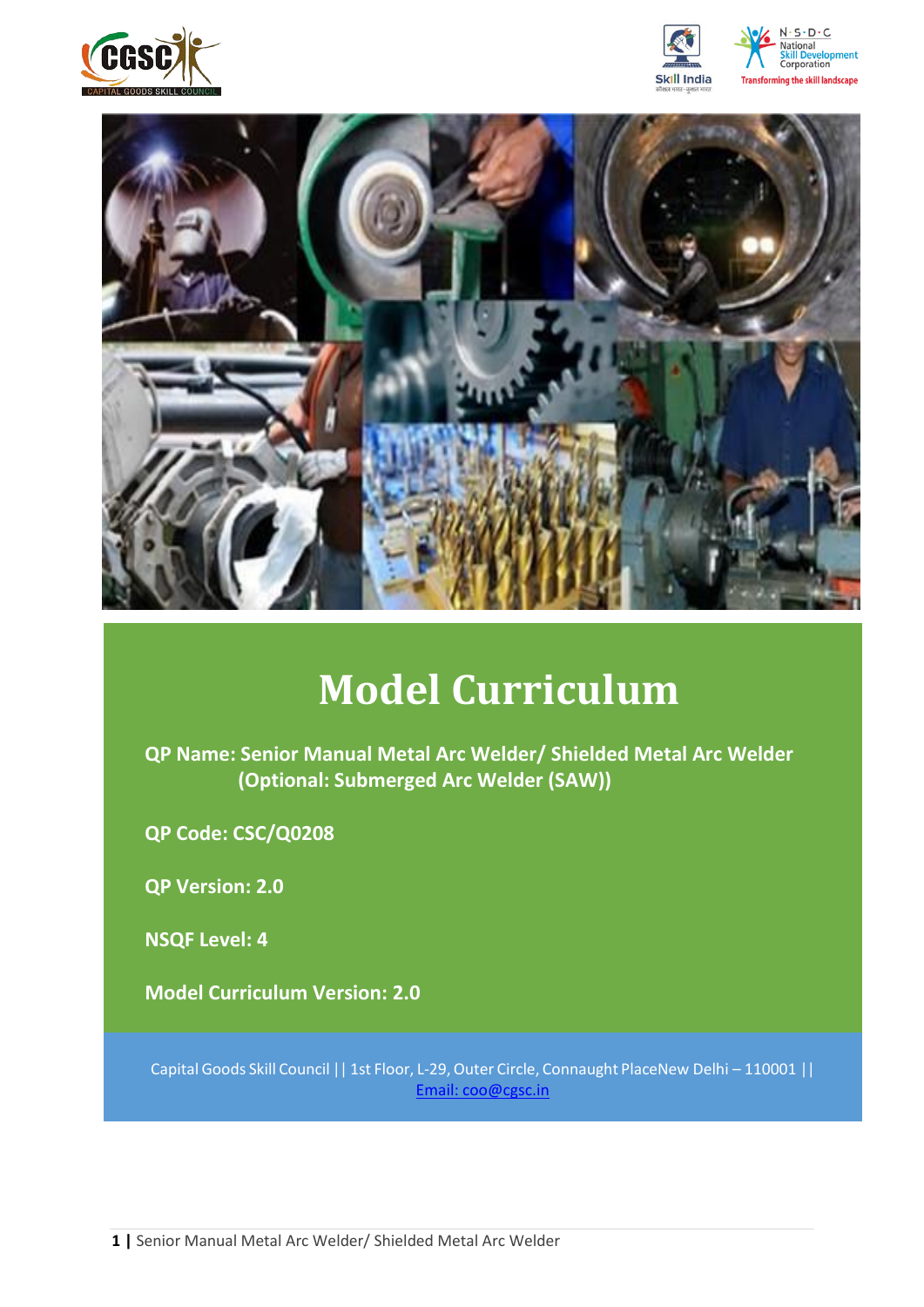# Model Curriculum

**QP Name: Senior Manual Metal Arc Welder/ Shielded Metal Arc Welder (Optional: Submerged Arc Welder (SAW))**

**QP Code: CSC/Q0208**

**QP Version: 2.0**

**NSQF Level: 4**

**Model Curriculum Version: 2.0**

Capital Goods Skill Council || 1st Floor, L-29, Outer Circle, Connaught PlaceNew Delhi – 110001 || Email: coo@cgsc.in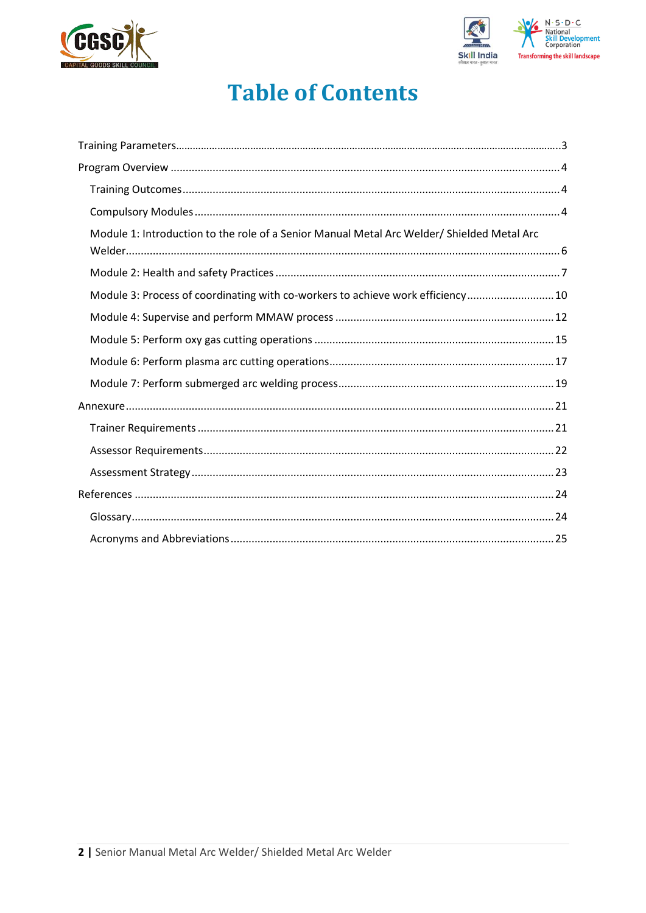# Table of Contents

- Training Parameters ........ 3
- Program Overview ........ 4
  - Training Outcomes ........ 4
  - Compulsory Modules ........ 4
  - Module 1: Introduction to the role of a Senior Manual Metal Arc Welder/ Shielded Metal Arc Welder ........ 6
  - Module 2: Health and safety Practices ........ 7
  - Module 3: Process of coordinating with co-workers to achieve work efficiency ........ 10
  - Module 4: Supervise and perform MMAW process ........ 12
  - Module 5: Perform oxy gas cutting operations ........ 15
  - Module 6: Perform plasma arc cutting operations ........ 17
  - Module 7: Perform submerged arc welding process ........ 19
- Annexure ........ 21
  - Trainer Requirements ........ 21
  - Assessor Requirements ........ 22
  - Assessment Strategy ........ 23
- References ........ 24
  - Glossary ........ 24
  - Acronyms and Abbreviations ........ 25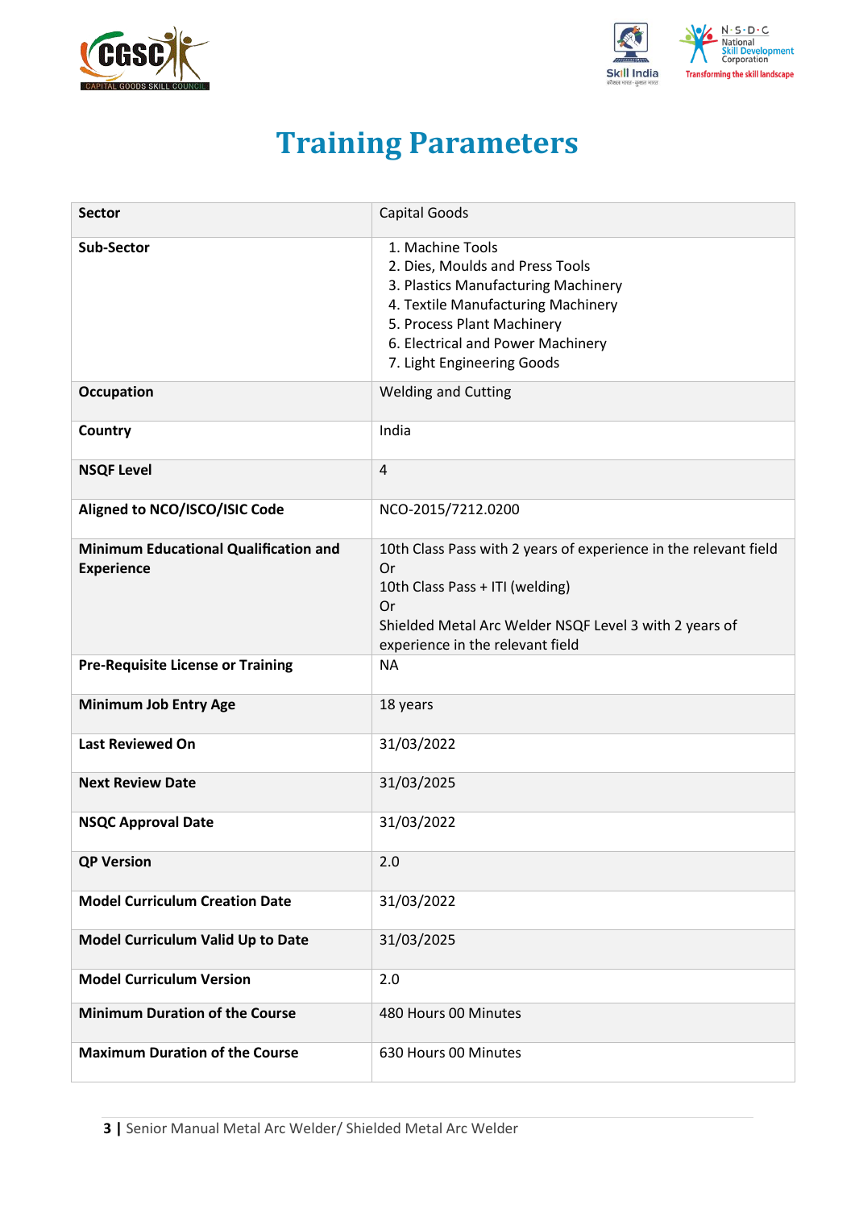# Training Parameters

| Sector | Capital Goods |
|---|---|
| **Sub-Sector** | 1. Machine Tools<br>2. Dies, Moulds and Press Tools<br>3. Plastics Manufacturing Machinery<br>4. Textile Manufacturing Machinery<br>5. Process Plant Machinery<br>6. Electrical and Power Machinery<br>7. Light Engineering Goods |
| **Occupation** | Welding and Cutting |
| **Country** | India |
| **NSQF Level** | 4 |
| **Aligned to NCO/ISCO/ISIC Code** | NCO-2015/7212.0200 |
| **Minimum Educational Qualification and Experience** | 10th Class Pass with 2 years of experience in the relevant field<br>Or<br>10th Class Pass + ITI (welding)<br>Or<br>Shielded Metal Arc Welder NSQF Level 3 with 2 years of experience in the relevant field |
| **Pre-Requisite License or Training** | NA |
| **Minimum Job Entry Age** | 18 years |
| **Last Reviewed On** | 31/03/2022 |
| **Next Review Date** | 31/03/2025 |
| **NSQC Approval Date** | 31/03/2022 |
| **QP Version** | 2.0 |
| **Model Curriculum Creation Date** | 31/03/2022 |
| **Model Curriculum Valid Up to Date** | 31/03/2025 |
| **Model Curriculum Version** | 2.0 |
| **Minimum Duration of the Course** | 480 Hours 00 Minutes |
| **Maximum Duration of the Course** | 630 Hours 00 Minutes |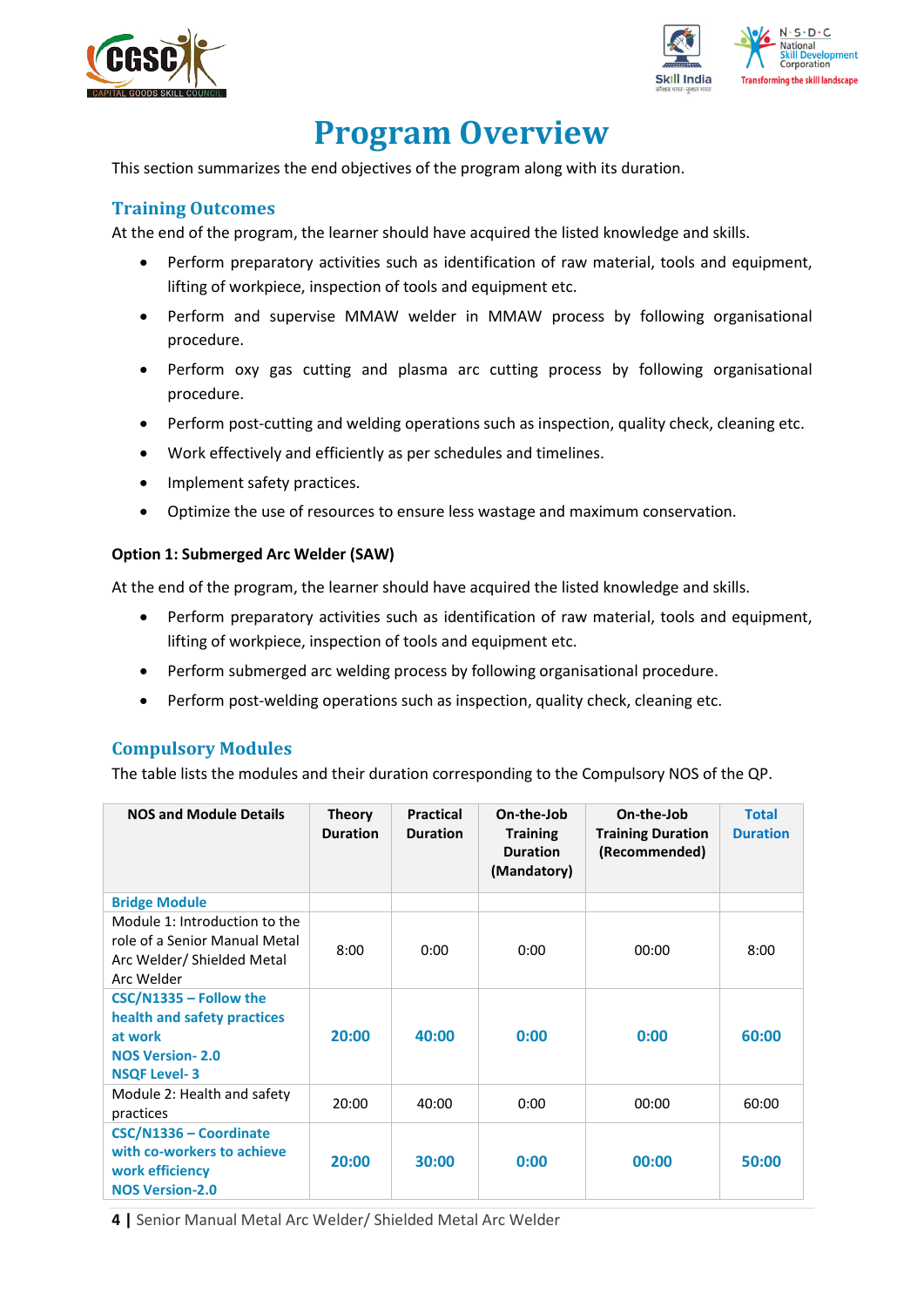# Program Overview

This section summarizes the end objectives of the program along with its duration.

## Training Outcomes

At the end of the program, the learner should have acquired the listed knowledge and skills.

- Perform preparatory activities such as identification of raw material, tools and equipment, lifting of workpiece, inspection of tools and equipment etc.
- Perform and supervise MMAW welder in MMAW process by following organisational procedure.
- Perform oxy gas cutting and plasma arc cutting process by following organisational procedure.
- Perform post-cutting and welding operations such as inspection, quality check, cleaning etc.
- Work effectively and efficiently as per schedules and timelines.
- Implement safety practices.
- Optimize the use of resources to ensure less wastage and maximum conservation.

**Option 1: Submerged Arc Welder (SAW)**

At the end of the program, the learner should have acquired the listed knowledge and skills.

- Perform preparatory activities such as identification of raw material, tools and equipment, lifting of workpiece, inspection of tools and equipment etc.
- Perform submerged arc welding process by following organisational procedure.
- Perform post-welding operations such as inspection, quality check, cleaning etc.

## Compulsory Modules

The table lists the modules and their duration corresponding to the Compulsory NOS of the QP.

| NOS and Module Details | Theory Duration | Practical Duration | On-the-Job Training Duration (Mandatory) | On-the-Job Training Duration (Recommended) | Total Duration |
|---|---|---|---|---|---|
| **Bridge Module** | | | | | |
| Module 1: Introduction to the role of a Senior Manual Metal Arc Welder/ Shielded Metal Arc Welder | 8:00 | 0:00 | 0:00 | 00:00 | 8:00 |
| **CSC/N1335 – Follow the health and safety practices at work**<br>**NOS Version- 2.0**<br>**NSQF Level- 3** | **20:00** | **40:00** | **0:00** | **0:00** | **60:00** |
| Module 2: Health and safety practices | 20:00 | 40:00 | 0:00 | 00:00 | 60:00 |
| **CSC/N1336 – Coordinate with co-workers to achieve work efficiency**<br>**NOS Version-2.0** | **20:00** | **30:00** | **0:00** | **00:00** | **50:00** |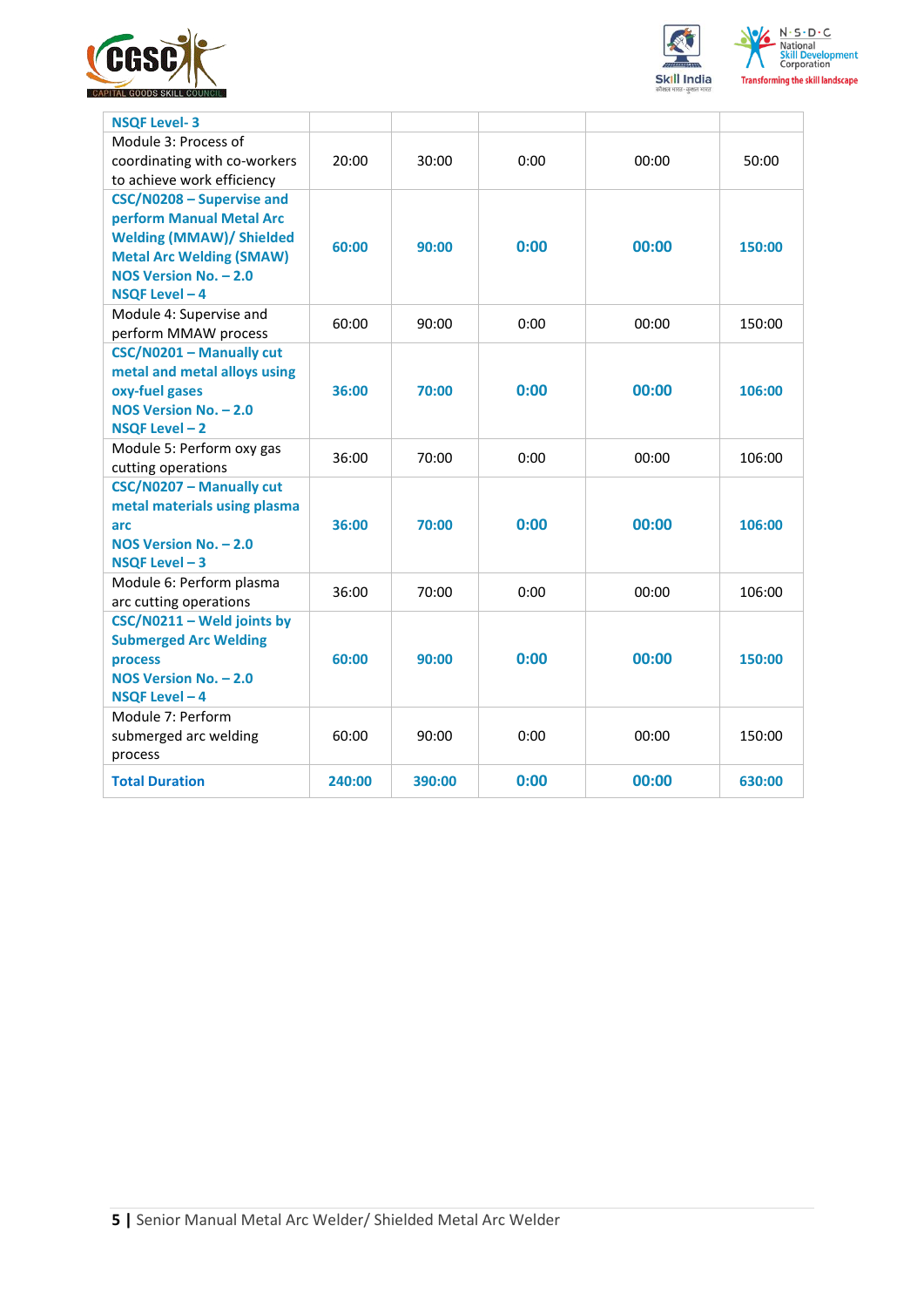| | | | | | |
|---|---|---|---|---|---|
| **NSQF Level- 3** | | | | | |
| Module 3: Process of coordinating with co-workers to achieve work efficiency | 20:00 | 30:00 | 0:00 | 00:00 | 50:00 |
| **CSC/N0208 – Supervise and perform Manual Metal Arc Welding (MMAW)/ Shielded Metal Arc Welding (SMAW)** **NOS Version No. – 2.0** **NSQF Level – 4** | **60:00** | **90:00** | **0:00** | **00:00** | **150:00** |
| Module 4: Supervise and perform MMAW process | 60:00 | 90:00 | 0:00 | 00:00 | 150:00 |
| **CSC/N0201 – Manually cut metal and metal alloys using oxy-fuel gases** **NOS Version No. – 2.0** **NSQF Level – 2** | **36:00** | **70:00** | **0:00** | **00:00** | **106:00** |
| Module 5: Perform oxy gas cutting operations | 36:00 | 70:00 | 0:00 | 00:00 | 106:00 |
| **CSC/N0207 – Manually cut metal materials using plasma arc** **NOS Version No. – 2.0** **NSQF Level – 3** | **36:00** | **70:00** | **0:00** | **00:00** | **106:00** |
| Module 6: Perform plasma arc cutting operations | 36:00 | 70:00 | 0:00 | 00:00 | 106:00 |
| **CSC/N0211 – Weld joints by Submerged Arc Welding process** **NOS Version No. – 2.0** **NSQF Level – 4** | **60:00** | **90:00** | **0:00** | **00:00** | **150:00** |
| Module 7: Perform submerged arc welding process | 60:00 | 90:00 | 0:00 | 00:00 | 150:00 |
| **Total Duration** | **240:00** | **390:00** | **0:00** | **00:00** | **630:00** |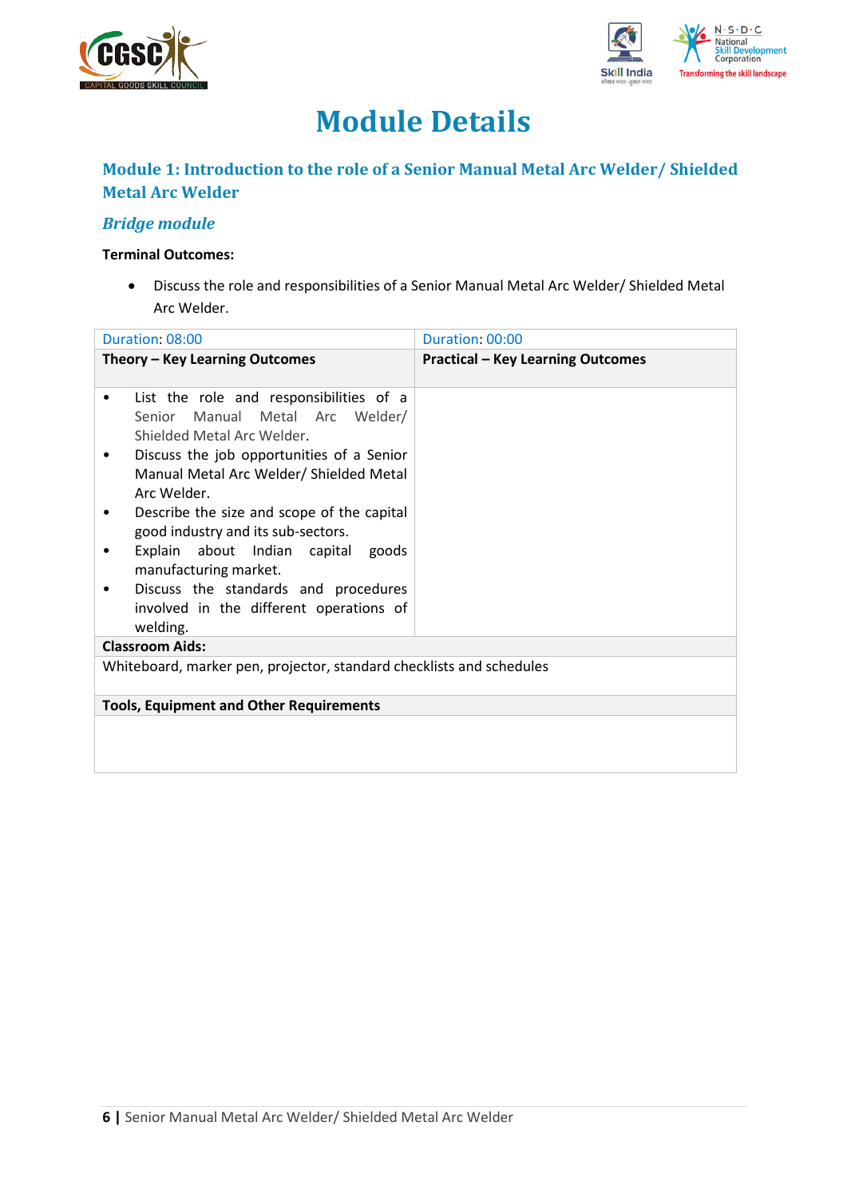# Module Details

## Module 1: Introduction to the role of a Senior Manual Metal Arc Welder/ Shielded Metal Arc Welder

### *Bridge module*

**Terminal Outcomes:**

- Discuss the role and responsibilities of a Senior Manual Metal Arc Welder/ Shielded Metal Arc Welder.

| Duration: 08:00 | Duration: 00:00 |
|---|---|
| **Theory – Key Learning Outcomes** | **Practical – Key Learning Outcomes** |
| • List the role and responsibilities of a Senior Manual Metal Arc Welder/ Shielded Metal Arc Welder.<br>• Discuss the job opportunities of a Senior Manual Metal Arc Welder/ Shielded Metal Arc Welder.<br>• Describe the size and scope of the capital good industry and its sub-sectors.<br>• Explain about Indian capital goods manufacturing market.<br>• Discuss the standards and procedures involved in the different operations of welding. | |
| **Classroom Aids:** | |
| Whiteboard, marker pen, projector, standard checklists and schedules | |
| **Tools, Equipment and Other Requirements** | |
| | |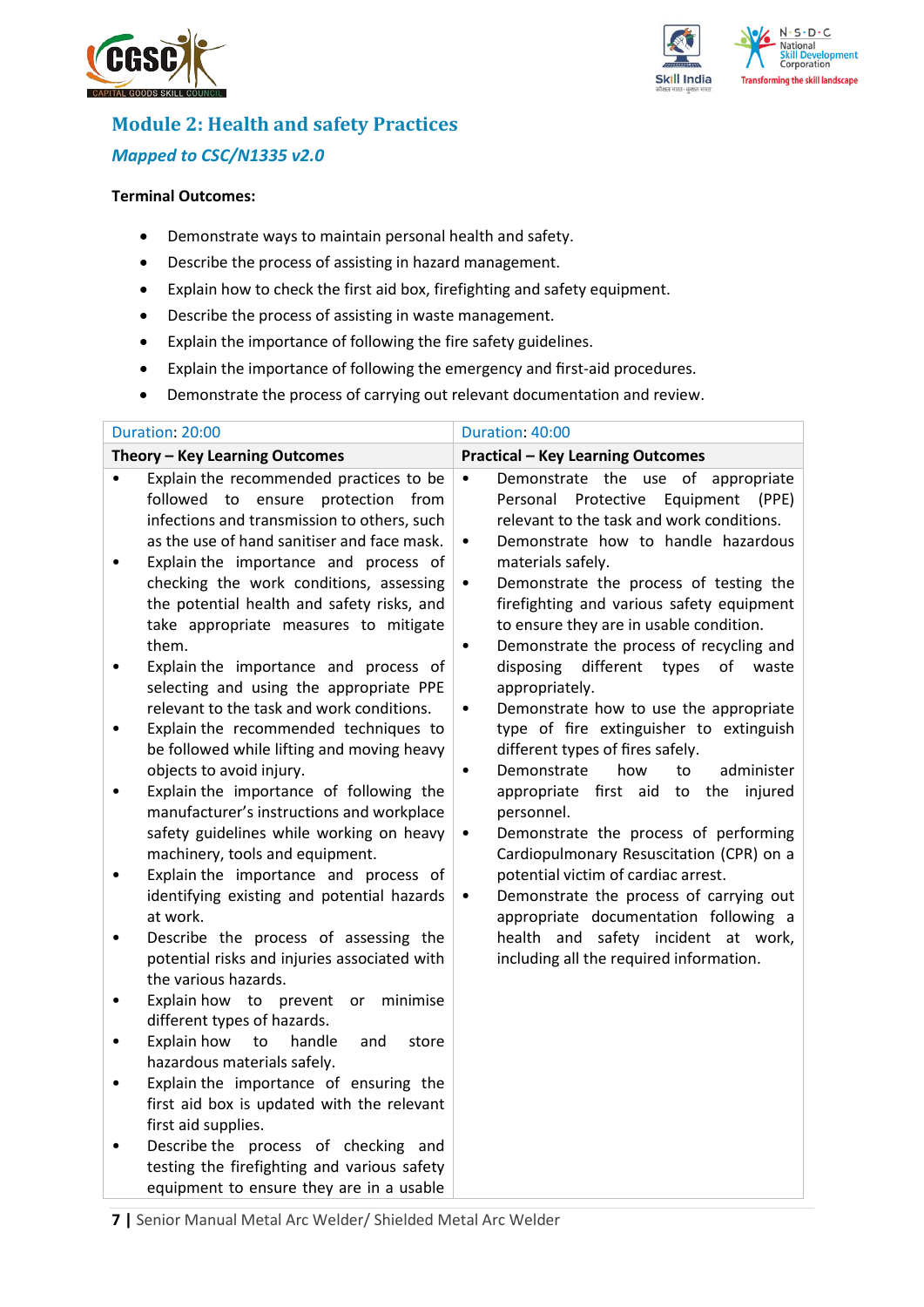## Module 2: Health and safety Practices

### *Mapped to CSC/N1335 v2.0*

**Terminal Outcomes:**

- Demonstrate ways to maintain personal health and safety.
- Describe the process of assisting in hazard management.
- Explain how to check the first aid box, firefighting and safety equipment.
- Describe the process of assisting in waste management.
- Explain the importance of following the fire safety guidelines.
- Explain the importance of following the emergency and first-aid procedures.
- Demonstrate the process of carrying out relevant documentation and review.

| Duration: 20:00 | Duration: 40:00 |
|---|---|
| **Theory – Key Learning Outcomes** | **Practical – Key Learning Outcomes** |
| • Explain the recommended practices to be followed to ensure protection from infections and transmission to others, such as the use of hand sanitiser and face mask.<br>• Explain the importance and process of checking the work conditions, assessing the potential health and safety risks, and take appropriate measures to mitigate them.<br>• Explain the importance and process of selecting and using the appropriate PPE relevant to the task and work conditions.<br>• Explain the recommended techniques to be followed while lifting and moving heavy objects to avoid injury.<br>• Explain the importance of following the manufacturer's instructions and workplace safety guidelines while working on heavy machinery, tools and equipment.<br>• Explain the importance and process of identifying existing and potential hazards at work.<br>• Describe the process of assessing the potential risks and injuries associated with the various hazards.<br>• Explain how to prevent or minimise different types of hazards.<br>• Explain how to handle and store hazardous materials safely.<br>• Explain the importance of ensuring the first aid box is updated with the relevant first aid supplies.<br>• Describe the process of checking and testing the firefighting and various safety equipment to ensure they are in a usable | • Demonstrate the use of appropriate Personal Protective Equipment (PPE) relevant to the task and work conditions.<br>• Demonstrate how to handle hazardous materials safely.<br>• Demonstrate the process of testing the firefighting and various safety equipment to ensure they are in usable condition.<br>• Demonstrate the process of recycling and disposing different types of waste appropriately.<br>• Demonstrate how to use the appropriate type of fire extinguisher to extinguish different types of fires safely.<br>• Demonstrate how to administer appropriate first aid to the injured personnel.<br>• Demonstrate the process of performing Cardiopulmonary Resuscitation (CPR) on a potential victim of cardiac arrest.<br>• Demonstrate the process of carrying out appropriate documentation following a health and safety incident at work, including all the required information. |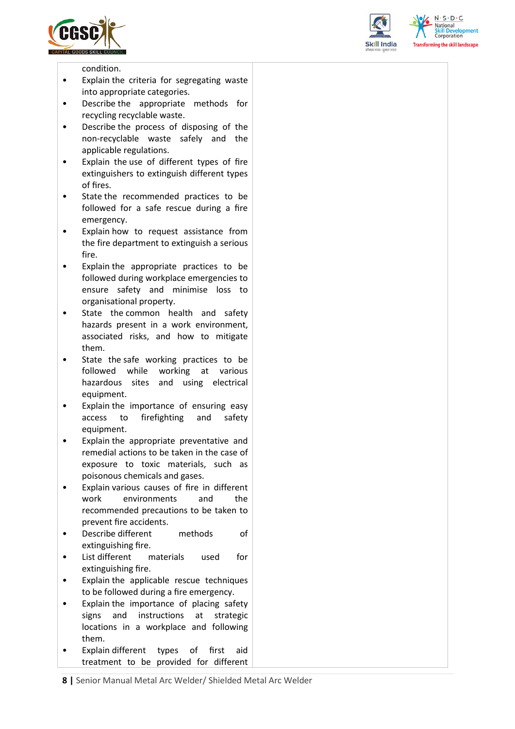| | |
|---|---|
| condition.<br>• Explain the criteria for segregating waste into appropriate categories.<br>• Describe the appropriate methods for recycling recyclable waste.<br>• Describe the process of disposing of the non-recyclable waste safely and the applicable regulations.<br>• Explain the use of different types of fire extinguishers to extinguish different types of fires.<br>• State the recommended practices to be followed for a safe rescue during a fire emergency.<br>• Explain how to request assistance from the fire department to extinguish a serious fire.<br>• Explain the appropriate practices to be followed during workplace emergencies to ensure safety and minimise loss to organisational property.<br>• State the common health and safety hazards present in a work environment, associated risks, and how to mitigate them.<br>• State the safe working practices to be followed while working at various hazardous sites and using electrical equipment.<br>• Explain the importance of ensuring easy access to firefighting and safety equipment.<br>• Explain the appropriate preventative and remedial actions to be taken in the case of exposure to toxic materials, such as poisonous chemicals and gases.<br>• Explain various causes of fire in different work environments and the recommended precautions to be taken to prevent fire accidents.<br>• Describe different methods of extinguishing fire.<br>• List different materials used for extinguishing fire.<br>• Explain the applicable rescue techniques to be followed during a fire emergency.<br>• Explain the importance of placing safety signs and instructions at strategic locations in a workplace and following them.<br>• Explain different types of first aid treatment to be provided for different | |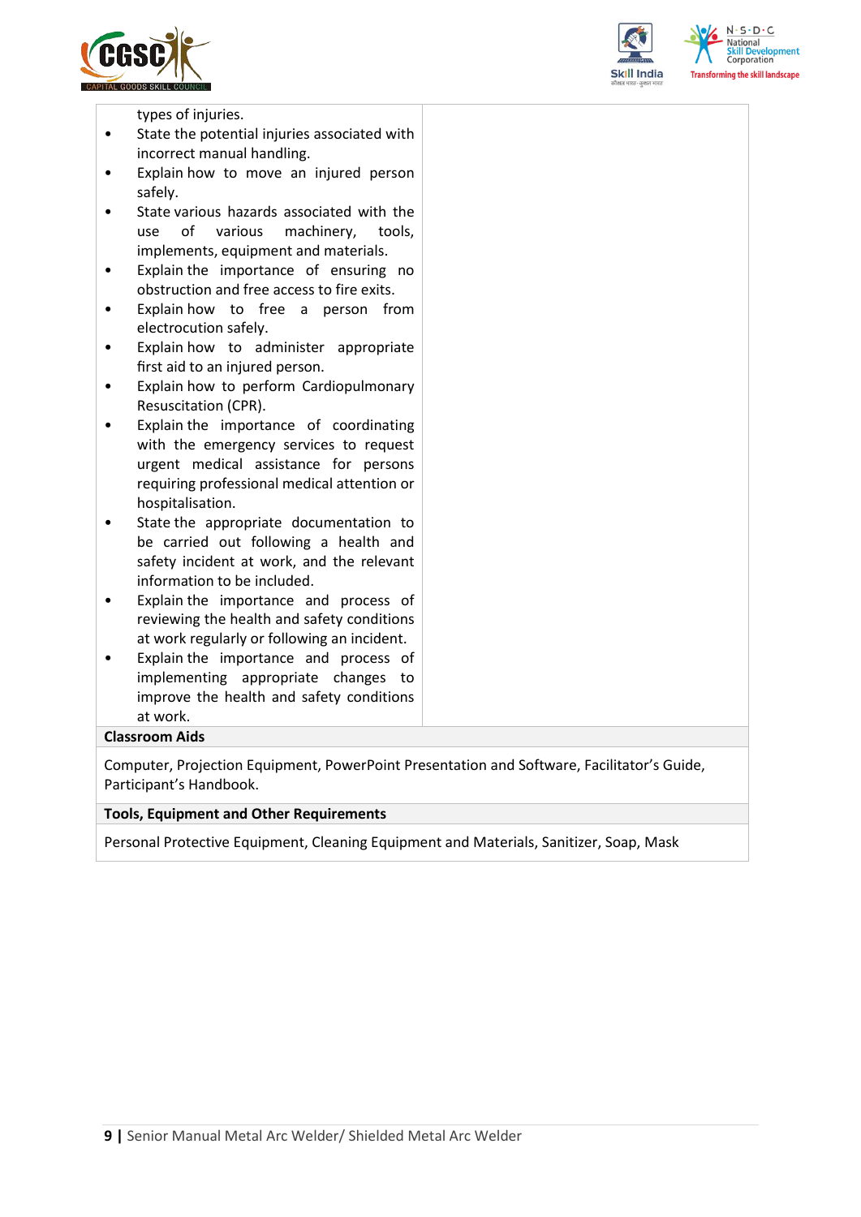| | |
|---|---|
| types of injuries.<br>• State the potential injuries associated with incorrect manual handling.<br>• Explain how to move an injured person safely.<br>• State various hazards associated with the use of various machinery, tools, implements, equipment and materials.<br>• Explain the importance of ensuring no obstruction and free access to fire exits.<br>• Explain how to free a person from electrocution safely.<br>• Explain how to administer appropriate first aid to an injured person.<br>• Explain how to perform Cardiopulmonary Resuscitation (CPR).<br>• Explain the importance of coordinating with the emergency services to request urgent medical assistance for persons requiring professional medical attention or hospitalisation.<br>• State the appropriate documentation to be carried out following a health and safety incident at work, and the relevant information to be included.<br>• Explain the importance and process of reviewing the health and safety conditions at work regularly or following an incident.<br>• Explain the importance and process of implementing appropriate changes to improve the health and safety conditions at work. | |
| **Classroom Aids** | |
| Computer, Projection Equipment, PowerPoint Presentation and Software, Facilitator's Guide, Participant's Handbook. | |
| **Tools, Equipment and Other Requirements** | |
| Personal Protective Equipment, Cleaning Equipment and Materials, Sanitizer, Soap, Mask | |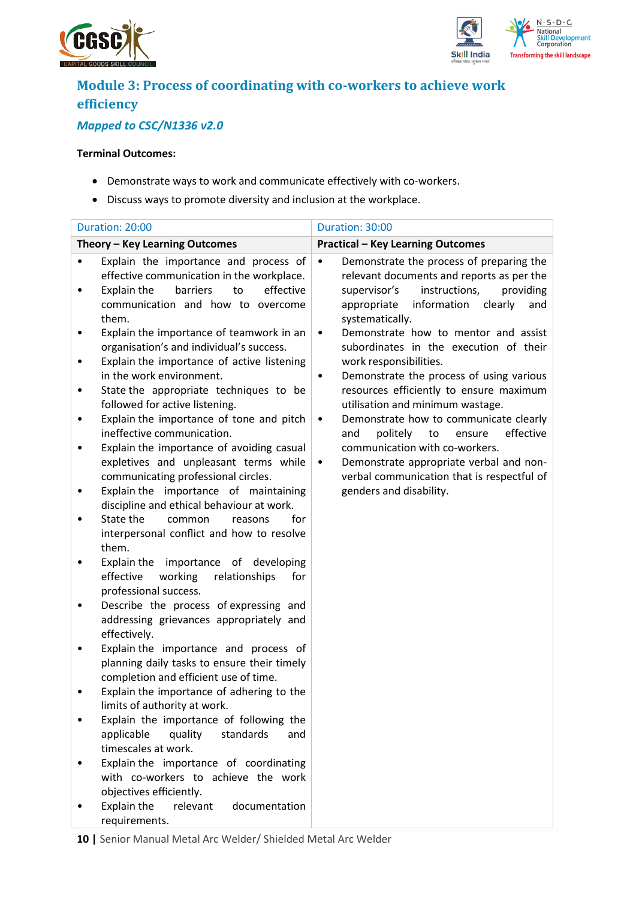## Module 3: Process of coordinating with co-workers to achieve work efficiency

### *Mapped to CSC/N1336 v2.0*

**Terminal Outcomes:**

- Demonstrate ways to work and communicate effectively with co-workers.
- Discuss ways to promote diversity and inclusion at the workplace.

| Duration: 20:00 | Duration: 30:00 |
|---|---|
| **Theory – Key Learning Outcomes** | **Practical – Key Learning Outcomes** |
| • Explain the importance and process of effective communication in the workplace.<br>• Explain the barriers to effective communication and how to overcome them.<br>• Explain the importance of teamwork in an organisation's and individual's success.<br>• Explain the importance of active listening in the work environment.<br>• State the appropriate techniques to be followed for active listening.<br>• Explain the importance of tone and pitch ineffective communication.<br>• Explain the importance of avoiding casual expletives and unpleasant terms while communicating professional circles.<br>• Explain the importance of maintaining discipline and ethical behaviour at work.<br>• State the common reasons for interpersonal conflict and how to resolve them.<br>• Explain the importance of developing effective working relationships for professional success.<br>• Describe the process of expressing and addressing grievances appropriately and effectively.<br>• Explain the importance and process of planning daily tasks to ensure their timely completion and efficient use of time.<br>• Explain the importance of adhering to the limits of authority at work.<br>• Explain the importance of following the applicable quality standards and timescales at work.<br>• Explain the importance of coordinating with co-workers to achieve the work objectives efficiently.<br>• Explain the relevant documentation requirements. | • Demonstrate the process of preparing the relevant documents and reports as per the supervisor's instructions, providing appropriate information clearly and systematically.<br>• Demonstrate how to mentor and assist subordinates in the execution of their work responsibilities.<br>• Demonstrate the process of using various resources efficiently to ensure maximum utilisation and minimum wastage.<br>• Demonstrate how to communicate clearly and politely to ensure effective communication with co-workers.<br>• Demonstrate appropriate verbal and non-verbal communication that is respectful of genders and disability. |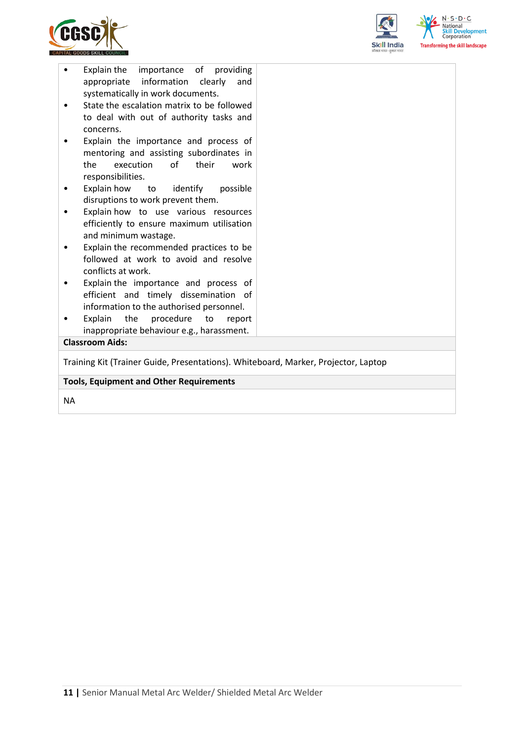| | |
|---|---|
| • Explain the importance of providing appropriate information clearly and systematically in work documents.<br>• State the escalation matrix to be followed to deal with out of authority tasks and concerns.<br>• Explain the importance and process of mentoring and assisting subordinates in the execution of their work responsibilities.<br>• Explain how to identify possible disruptions to work prevent them.<br>• Explain how to use various resources efficiently to ensure maximum utilisation and minimum wastage.<br>• Explain the recommended practices to be followed at work to avoid and resolve conflicts at work.<br>• Explain the importance and process of efficient and timely dissemination of information to the authorised personnel.<br>• Explain the procedure to report inappropriate behaviour e.g., harassment. | |

**Classroom Aids:**

Training Kit (Trainer Guide, Presentations). Whiteboard, Marker, Projector, Laptop

**Tools, Equipment and Other Requirements**

NA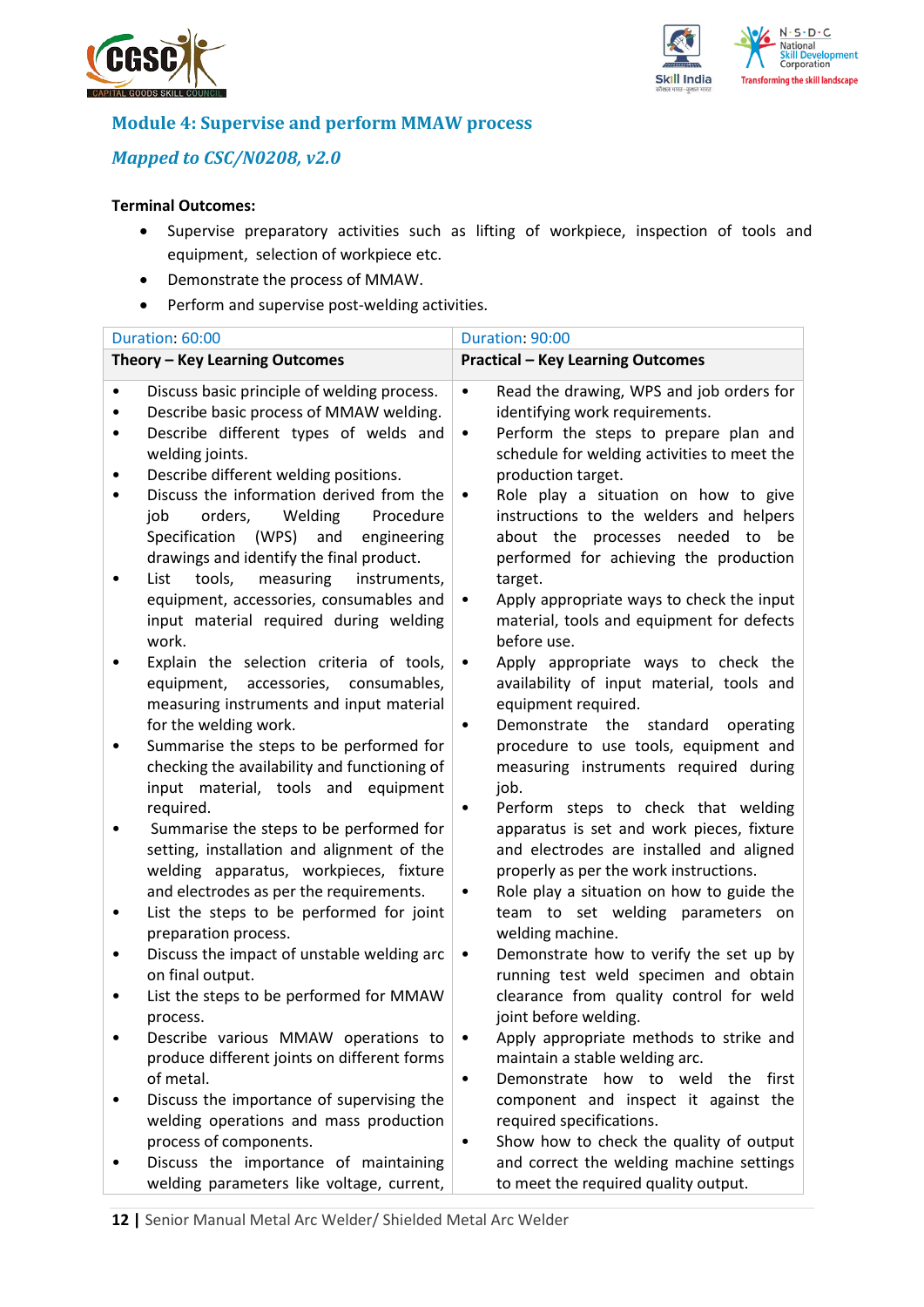## Module 4: Supervise and perform MMAW process

### *Mapped to CSC/N0208, v2.0*

**Terminal Outcomes:**

- Supervise preparatory activities such as lifting of workpiece, inspection of tools and equipment, selection of workpiece etc.
- Demonstrate the process of MMAW.
- Perform and supervise post-welding activities.

| Duration: 60:00 | Duration: 90:00 |
|---|---|
| **Theory – Key Learning Outcomes** | **Practical – Key Learning Outcomes** |
| • Discuss basic principle of welding process.<br>• Describe basic process of MMAW welding.<br>• Describe different types of welds and welding joints.<br>• Describe different welding positions.<br>• Discuss the information derived from the job orders, Welding Procedure Specification (WPS) and engineering drawings and identify the final product.<br>• List tools, measuring instruments, equipment, accessories, consumables and input material required during welding work.<br>• Explain the selection criteria of tools, equipment, accessories, consumables, measuring instruments and input material for the welding work.<br>• Summarise the steps to be performed for checking the availability and functioning of input material, tools and equipment required.<br>• Summarise the steps to be performed for setting, installation and alignment of the welding apparatus, workpieces, fixture and electrodes as per the requirements.<br>• List the steps to be performed for joint preparation process.<br>• Discuss the impact of unstable welding arc on final output.<br>• List the steps to be performed for MMAW process.<br>• Describe various MMAW operations to produce different joints on different forms of metal.<br>• Discuss the importance of supervising the welding operations and mass production process of components.<br>• Discuss the importance of maintaining welding parameters like voltage, current, | • Read the drawing, WPS and job orders for identifying work requirements.<br>• Perform the steps to prepare plan and schedule for welding activities to meet the production target.<br>• Role play a situation on how to give instructions to the welders and helpers about the processes needed to be performed for achieving the production target.<br>• Apply appropriate ways to check the input material, tools and equipment for defects before use.<br>• Apply appropriate ways to check the availability of input material, tools and equipment required.<br>• Demonstrate the standard operating procedure to use tools, equipment and measuring instruments required during job.<br>• Perform steps to check that welding apparatus is set and work pieces, fixture and electrodes are installed and aligned properly as per the work instructions.<br>• Role play a situation on how to guide the team to set welding parameters on welding machine.<br>• Demonstrate how to verify the set up by running test weld specimen and obtain clearance from quality control for weld joint before welding.<br>• Apply appropriate methods to strike and maintain a stable welding arc.<br>• Demonstrate how to weld the first component and inspect it against the required specifications.<br>• Show how to check the quality of output and correct the welding machine settings to meet the required quality output. |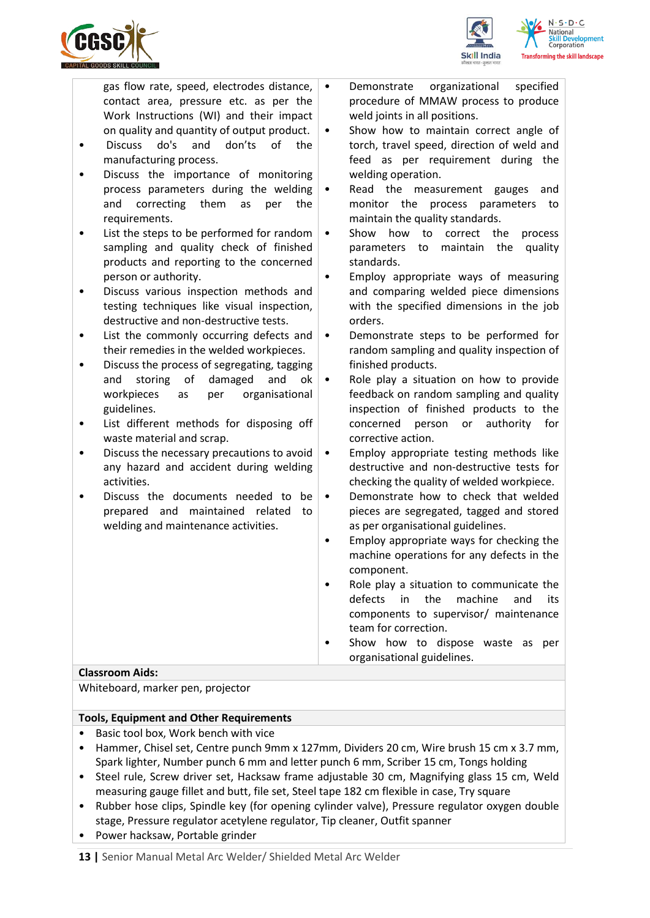| | |
|---|---|
| gas flow rate, speed, electrodes distance, contact area, pressure etc. as per the Work Instructions (WI) and their impact on quality and quantity of output product.<br>• Discuss do's and don'ts of the manufacturing process.<br>• Discuss the importance of monitoring process parameters during the welding and correcting them as per the requirements.<br>• List the steps to be performed for random sampling and quality check of finished products and reporting to the concerned person or authority.<br>• Discuss various inspection methods and testing techniques like visual inspection, destructive and non-destructive tests.<br>• List the commonly occurring defects and their remedies in the welded workpieces.<br>• Discuss the process of segregating, tagging and storing of damaged and ok workpieces as per organisational guidelines.<br>• List different methods for disposing off waste material and scrap.<br>• Discuss the necessary precautions to avoid any hazard and accident during welding activities.<br>• Discuss the documents needed to be prepared and maintained related to welding and maintenance activities. | • Demonstrate organizational specified procedure of MMAW process to produce weld joints in all positions.<br>• Show how to maintain correct angle of torch, travel speed, direction of weld and feed as per requirement during the welding operation.<br>• Read the measurement gauges and monitor the process parameters to maintain the quality standards.<br>• Show how to correct the process parameters to maintain the quality standards.<br>• Employ appropriate ways of measuring and comparing welded piece dimensions with the specified dimensions in the job orders.<br>• Demonstrate steps to be performed for random sampling and quality inspection of finished products.<br>• Role play a situation on how to provide feedback on random sampling and quality inspection of finished products to the concerned person or authority for corrective action.<br>• Employ appropriate testing methods like destructive and non-destructive tests for checking the quality of welded workpiece.<br>• Demonstrate how to check that welded pieces are segregated, tagged and stored as per organisational guidelines.<br>• Employ appropriate ways for checking the machine operations for any defects in the component.<br>• Role play a situation to communicate the defects in the machine and its components to supervisor/ maintenance team for correction.<br>• Show how to dispose waste as per organisational guidelines. |

**Classroom Aids:**

Whiteboard, marker pen, projector

**Tools, Equipment and Other Requirements**

- Basic tool box, Work bench with vice
- Hammer, Chisel set, Centre punch 9mm x 127mm, Dividers 20 cm, Wire brush 15 cm x 3.7 mm, Spark lighter, Number punch 6 mm and letter punch 6 mm, Scriber 15 cm, Tongs holding
- Steel rule, Screw driver set, Hacksaw frame adjustable 30 cm, Magnifying glass 15 cm, Weld measuring gauge fillet and butt, file set, Steel tape 182 cm flexible in case, Try square
- Rubber hose clips, Spindle key (for opening cylinder valve), Pressure regulator oxygen double stage, Pressure regulator acetylene regulator, Tip cleaner, Outfit spanner
- Power hacksaw, Portable grinder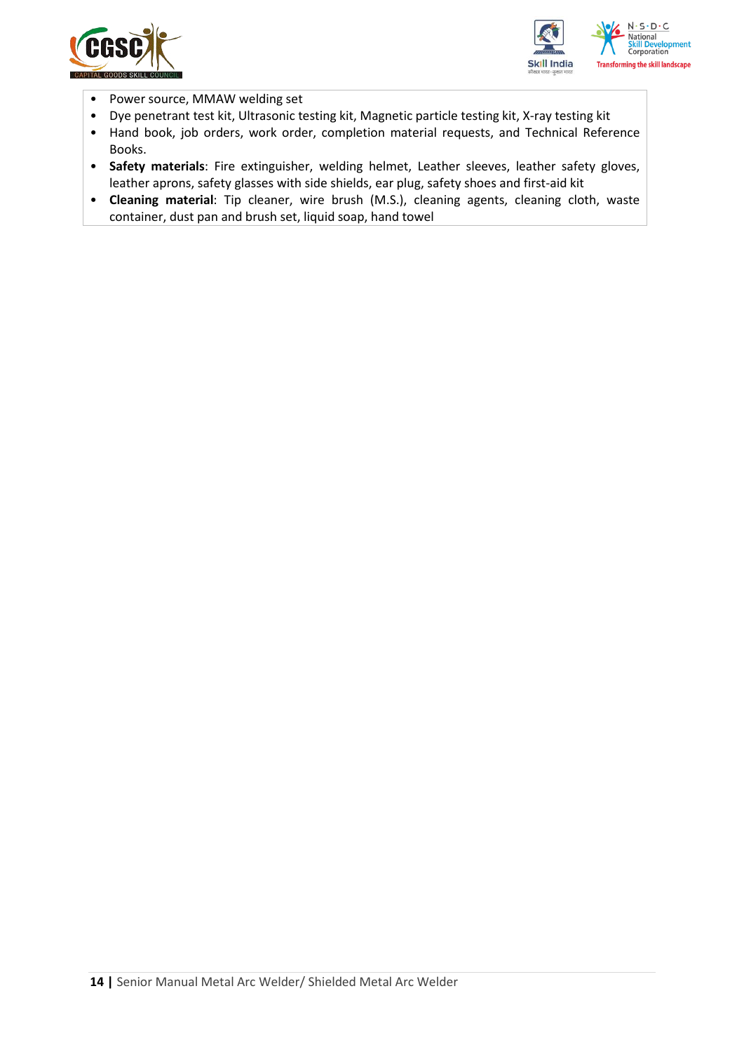- Power source, MMAW welding set
- Dye penetrant test kit, Ultrasonic testing kit, Magnetic particle testing kit, X-ray testing kit
- Hand book, job orders, work order, completion material requests, and Technical Reference Books.
- **Safety materials**: Fire extinguisher, welding helmet, Leather sleeves, leather safety gloves, leather aprons, safety glasses with side shields, ear plug, safety shoes and first-aid kit
- **Cleaning material**: Tip cleaner, wire brush (M.S.), cleaning agents, cleaning cloth, waste container, dust pan and brush set, liquid soap, hand towel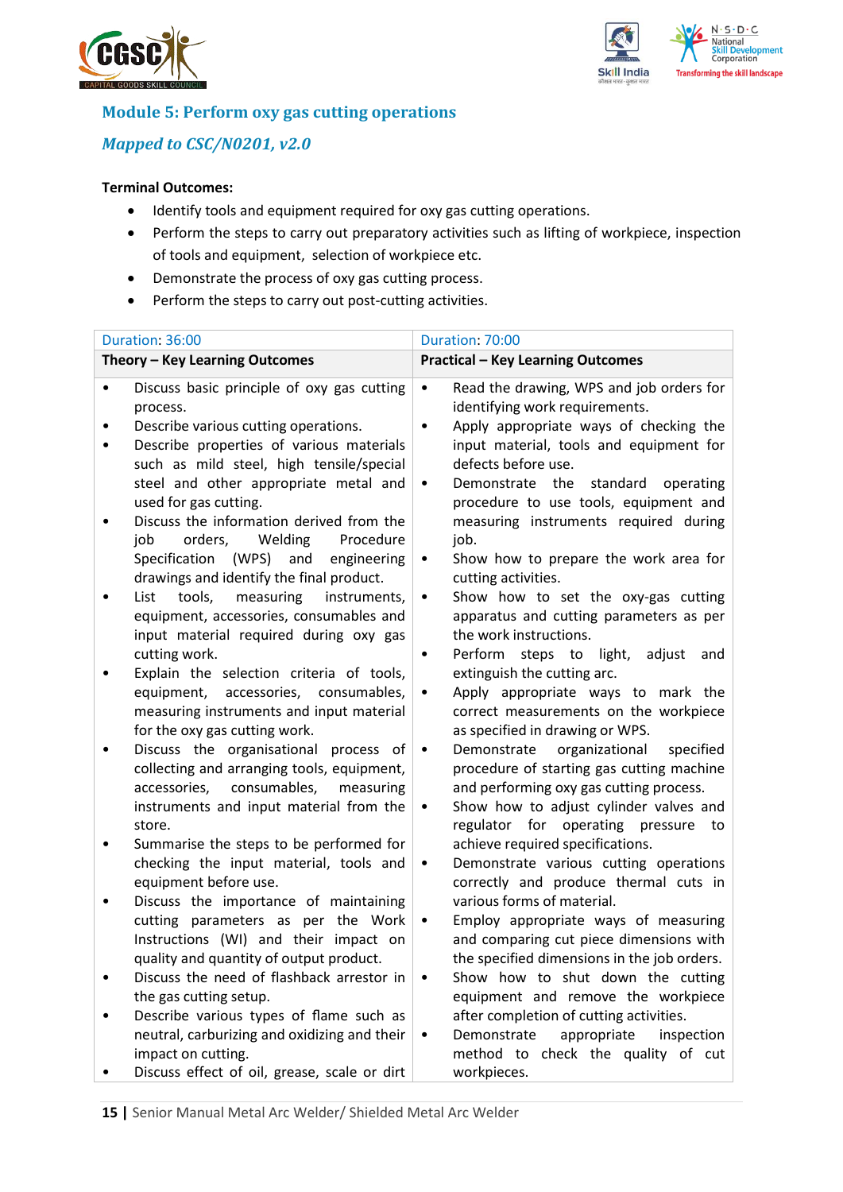## Module 5: Perform oxy gas cutting operations

### *Mapped to CSC/N0201, v2.0*

**Terminal Outcomes:**

- Identify tools and equipment required for oxy gas cutting operations.
- Perform the steps to carry out preparatory activities such as lifting of workpiece, inspection of tools and equipment, selection of workpiece etc.
- Demonstrate the process of oxy gas cutting process.
- Perform the steps to carry out post-cutting activities.

| Duration: 36:00 | Duration: 70:00 |
|---|---|
| **Theory – Key Learning Outcomes** | **Practical – Key Learning Outcomes** |
| • Discuss basic principle of oxy gas cutting process.<br>• Describe various cutting operations.<br>• Describe properties of various materials such as mild steel, high tensile/special steel and other appropriate metal and used for gas cutting.<br>• Discuss the information derived from the job orders, Welding Procedure Specification (WPS) and engineering drawings and identify the final product.<br>• List tools, measuring instruments, equipment, accessories, consumables and input material required during oxy gas cutting work.<br>• Explain the selection criteria of tools, equipment, accessories, consumables, measuring instruments and input material for the oxy gas cutting work.<br>• Discuss the organisational process of collecting and arranging tools, equipment, accessories, consumables, measuring instruments and input material from the store.<br>• Summarise the steps to be performed for checking the input material, tools and equipment before use.<br>• Discuss the importance of maintaining cutting parameters as per the Work Instructions (WI) and their impact on quality and quantity of output product.<br>• Discuss the need of flashback arrestor in the gas cutting setup.<br>• Describe various types of flame such as neutral, carburizing and oxidizing and their impact on cutting.<br>• Discuss effect of oil, grease, scale or dirt | • Read the drawing, WPS and job orders for identifying work requirements.<br>• Apply appropriate ways of checking the input material, tools and equipment for defects before use.<br>• Demonstrate the standard operating procedure to use tools, equipment and measuring instruments required during job.<br>• Show how to prepare the work area for cutting activities.<br>• Show how to set the oxy-gas cutting apparatus and cutting parameters as per the work instructions.<br>• Perform steps to light, adjust and extinguish the cutting arc.<br>• Apply appropriate ways to mark the correct measurements on the workpiece as specified in drawing or WPS.<br>• Demonstrate organizational specified procedure of starting gas cutting machine and performing oxy gas cutting process.<br>• Show how to adjust cylinder valves and regulator for operating pressure to achieve required specifications.<br>• Demonstrate various cutting operations correctly and produce thermal cuts in various forms of material.<br>• Employ appropriate ways of measuring and comparing cut piece dimensions with the specified dimensions in the job orders.<br>• Show how to shut down the cutting equipment and remove the workpiece after completion of cutting activities.<br>• Demonstrate appropriate inspection method to check the quality of cut workpieces. |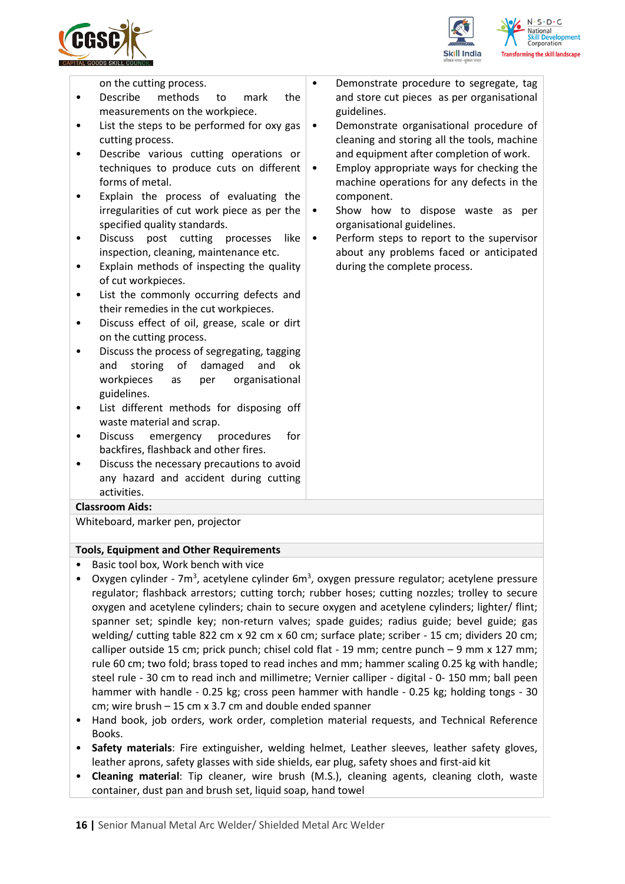| | |
|---|---|
| on the cutting process.<br>• Describe methods to mark the measurements on the workpiece.<br>• List the steps to be performed for oxy gas cutting process.<br>• Describe various cutting operations or techniques to produce cuts on different forms of metal.<br>• Explain the process of evaluating the irregularities of cut work piece as per the specified quality standards.<br>• Discuss post cutting processes like inspection, cleaning, maintenance etc.<br>• Explain methods of inspecting the quality of cut workpieces.<br>• List the commonly occurring defects and their remedies in the cut workpieces.<br>• Discuss effect of oil, grease, scale or dirt on the cutting process.<br>• Discuss the process of segregating, tagging and storing of damaged and ok workpieces as per organisational guidelines.<br>• List different methods for disposing off waste material and scrap.<br>• Discuss emergency procedures for backfires, flashback and other fires.<br>• Discuss the necessary precautions to avoid any hazard and accident during cutting activities. | • Demonstrate procedure to segregate, tag and store cut pieces as per organisational guidelines.<br>• Demonstrate organisational procedure of cleaning and storing all the tools, machine and equipment after completion of work.<br>• Employ appropriate ways for checking the machine operations for any defects in the component.<br>• Show how to dispose waste as per organisational guidelines.<br>• Perform steps to report to the supervisor about any problems faced or anticipated during the complete process. |

**Classroom Aids:**

Whiteboard, marker pen, projector

**Tools, Equipment and Other Requirements**

- Basic tool box, Work bench with vice
- Oxygen cylinder - 7m$^3$, acetylene cylinder 6m$^3$, oxygen pressure regulator; acetylene pressure regulator; flashback arrestors; cutting torch; rubber hoses; cutting nozzles; trolley to secure oxygen and acetylene cylinders; chain to secure oxygen and acetylene cylinders; lighter/ flint; spanner set; spindle key; non-return valves; spade guides; radius guide; bevel guide; gas welding/ cutting table 822 cm x 92 cm x 60 cm; surface plate; scriber - 15 cm; dividers 20 cm; calliper outside 15 cm; prick punch; chisel cold flat - 19 mm; centre punch – 9 mm x 127 mm; rule 60 cm; two fold; brass toped to read inches and mm; hammer scaling 0.25 kg with handle; steel rule - 30 cm to read inch and millimetre; Vernier calliper - digital - 0- 150 mm; ball peen hammer with handle - 0.25 kg; cross peen hammer with handle - 0.25 kg; holding tongs - 30 cm; wire brush – 15 cm x 3.7 cm and double ended spanner
- Hand book, job orders, work order, completion material requests, and Technical Reference Books.
- **Safety materials**: Fire extinguisher, welding helmet, Leather sleeves, leather safety gloves, leather aprons, safety glasses with side shields, ear plug, safety shoes and first-aid kit
- **Cleaning material**: Tip cleaner, wire brush (M.S.), cleaning agents, cleaning cloth, waste container, dust pan and brush set, liquid soap, hand towel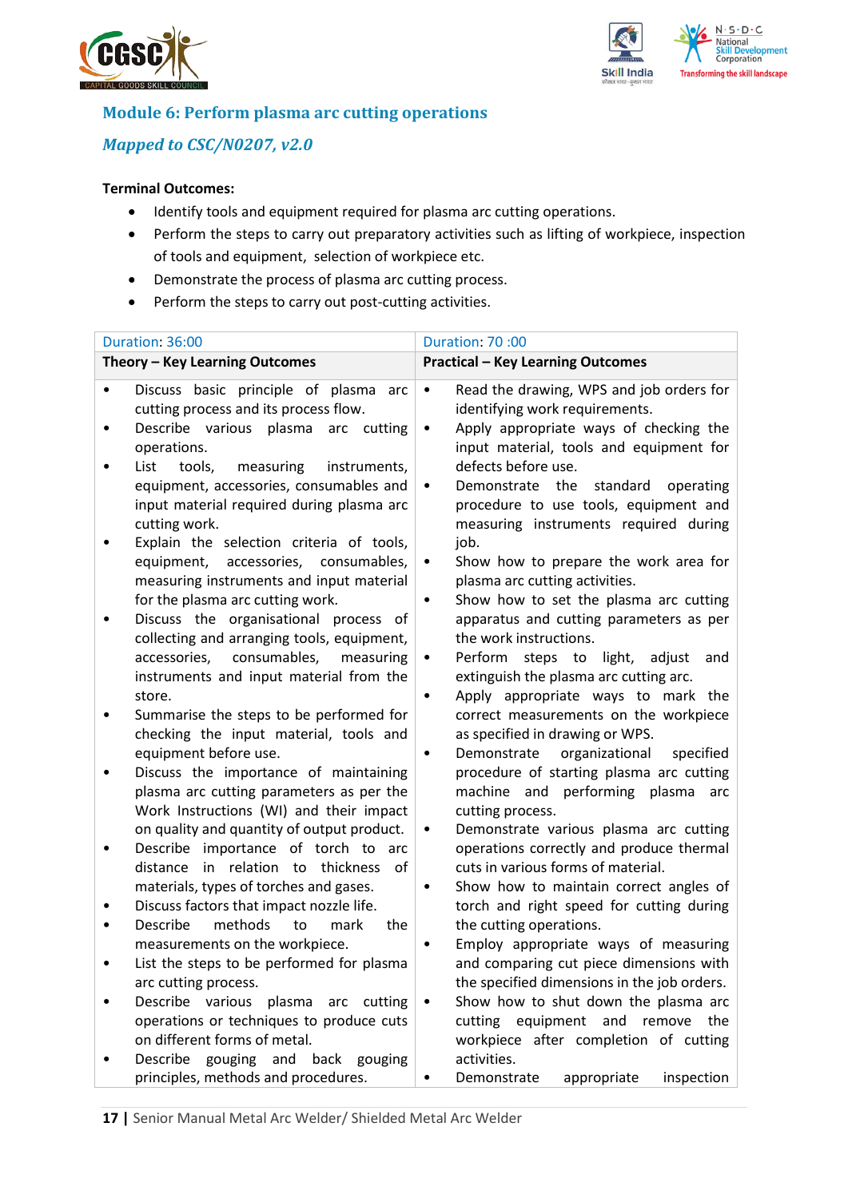## Module 6: Perform plasma arc cutting operations

### *Mapped to CSC/N0207, v2.0*

**Terminal Outcomes:**

- Identify tools and equipment required for plasma arc cutting operations.
- Perform the steps to carry out preparatory activities such as lifting of workpiece, inspection of tools and equipment, selection of workpiece etc.
- Demonstrate the process of plasma arc cutting process.
- Perform the steps to carry out post-cutting activities.

| Duration: 36:00 | Duration: 70 :00 |
|---|---|
| **Theory – Key Learning Outcomes** | **Practical – Key Learning Outcomes** |
| • Discuss basic principle of plasma arc cutting process and its process flow.<br>• Describe various plasma arc cutting operations.<br>• List tools, measuring instruments, equipment, accessories, consumables and input material required during plasma arc cutting work.<br>• Explain the selection criteria of tools, equipment, accessories, consumables, measuring instruments and input material for the plasma arc cutting work.<br>• Discuss the organisational process of collecting and arranging tools, equipment, accessories, consumables, measuring instruments and input material from the store.<br>• Summarise the steps to be performed for checking the input material, tools and equipment before use.<br>• Discuss the importance of maintaining plasma arc cutting parameters as per the Work Instructions (WI) and their impact on quality and quantity of output product.<br>• Describe importance of torch to arc distance in relation to thickness of materials, types of torches and gases.<br>• Discuss factors that impact nozzle life.<br>• Describe methods to mark the measurements on the workpiece.<br>• List the steps to be performed for plasma arc cutting process.<br>• Describe various plasma arc cutting operations or techniques to produce cuts on different forms of metal.<br>• Describe gouging and back gouging principles, methods and procedures. | • Read the drawing, WPS and job orders for identifying work requirements.<br>• Apply appropriate ways of checking the input material, tools and equipment for defects before use.<br>• Demonstrate the standard operating procedure to use tools, equipment and measuring instruments required during job.<br>• Show how to prepare the work area for plasma arc cutting activities.<br>• Show how to set the plasma arc cutting apparatus and cutting parameters as per the work instructions.<br>• Perform steps to light, adjust and extinguish the plasma arc cutting arc.<br>• Apply appropriate ways to mark the correct measurements on the workpiece as specified in drawing or WPS.<br>• Demonstrate organizational specified procedure of starting plasma arc cutting machine and performing plasma arc cutting process.<br>• Demonstrate various plasma arc cutting operations correctly and produce thermal cuts in various forms of material.<br>• Show how to maintain correct angles of torch and right speed for cutting during the cutting operations.<br>• Employ appropriate ways of measuring and comparing cut piece dimensions with the specified dimensions in the job orders.<br>• Show how to shut down the plasma arc cutting equipment and remove the workpiece after completion of cutting activities.<br>• Demonstrate appropriate inspection |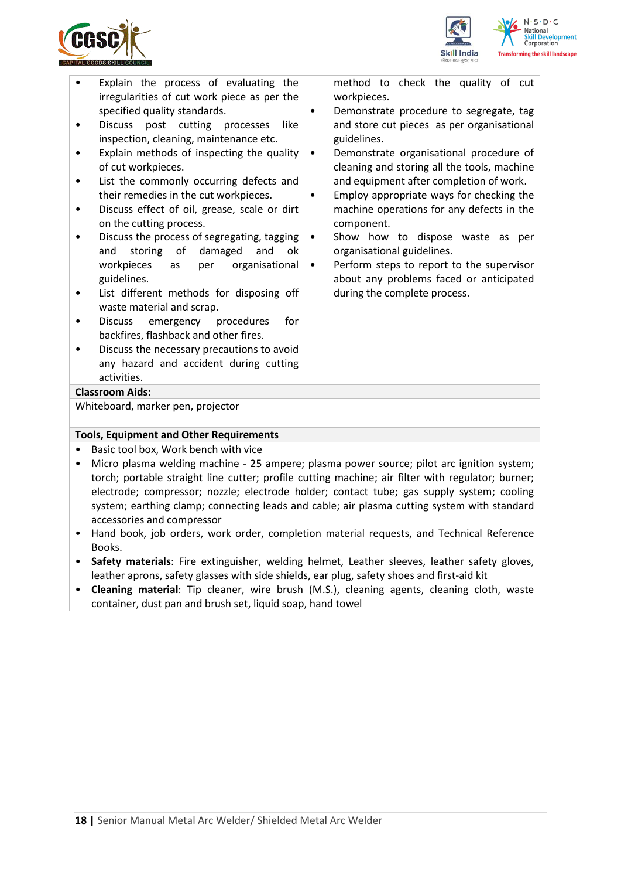| | |
|---|---|
| • Explain the process of evaluating the irregularities of cut work piece as per the specified quality standards.<br>• Discuss post cutting processes like inspection, cleaning, maintenance etc.<br>• Explain methods of inspecting the quality of cut workpieces.<br>• List the commonly occurring defects and their remedies in the cut workpieces.<br>• Discuss effect of oil, grease, scale or dirt on the cutting process.<br>• Discuss the process of segregating, tagging and storing of damaged and ok workpieces as per organisational guidelines.<br>• List different methods for disposing off waste material and scrap.<br>• Discuss emergency procedures for backfires, flashback and other fires.<br>• Discuss the necessary precautions to avoid any hazard and accident during cutting activities. | method to check the quality of cut workpieces.<br>• Demonstrate procedure to segregate, tag and store cut pieces as per organisational guidelines.<br>• Demonstrate organisational procedure of cleaning and storing all the tools, machine and equipment after completion of work.<br>• Employ appropriate ways for checking the machine operations for any defects in the component.<br>• Show how to dispose waste as per organisational guidelines.<br>• Perform steps to report to the supervisor about any problems faced or anticipated during the complete process. |

**Classroom Aids:**

Whiteboard, marker pen, projector

**Tools, Equipment and Other Requirements**

- Basic tool box, Work bench with vice
- Micro plasma welding machine - 25 ampere; plasma power source; pilot arc ignition system; torch; portable straight line cutter; profile cutting machine; air filter with regulator; burner; electrode; compressor; nozzle; electrode holder; contact tube; gas supply system; cooling system; earthing clamp; connecting leads and cable; air plasma cutting system with standard accessories and compressor
- Hand book, job orders, work order, completion material requests, and Technical Reference Books.
- **Safety materials**: Fire extinguisher, welding helmet, Leather sleeves, leather safety gloves, leather aprons, safety glasses with side shields, ear plug, safety shoes and first-aid kit
- **Cleaning material**: Tip cleaner, wire brush (M.S.), cleaning agents, cleaning cloth, waste container, dust pan and brush set, liquid soap, hand towel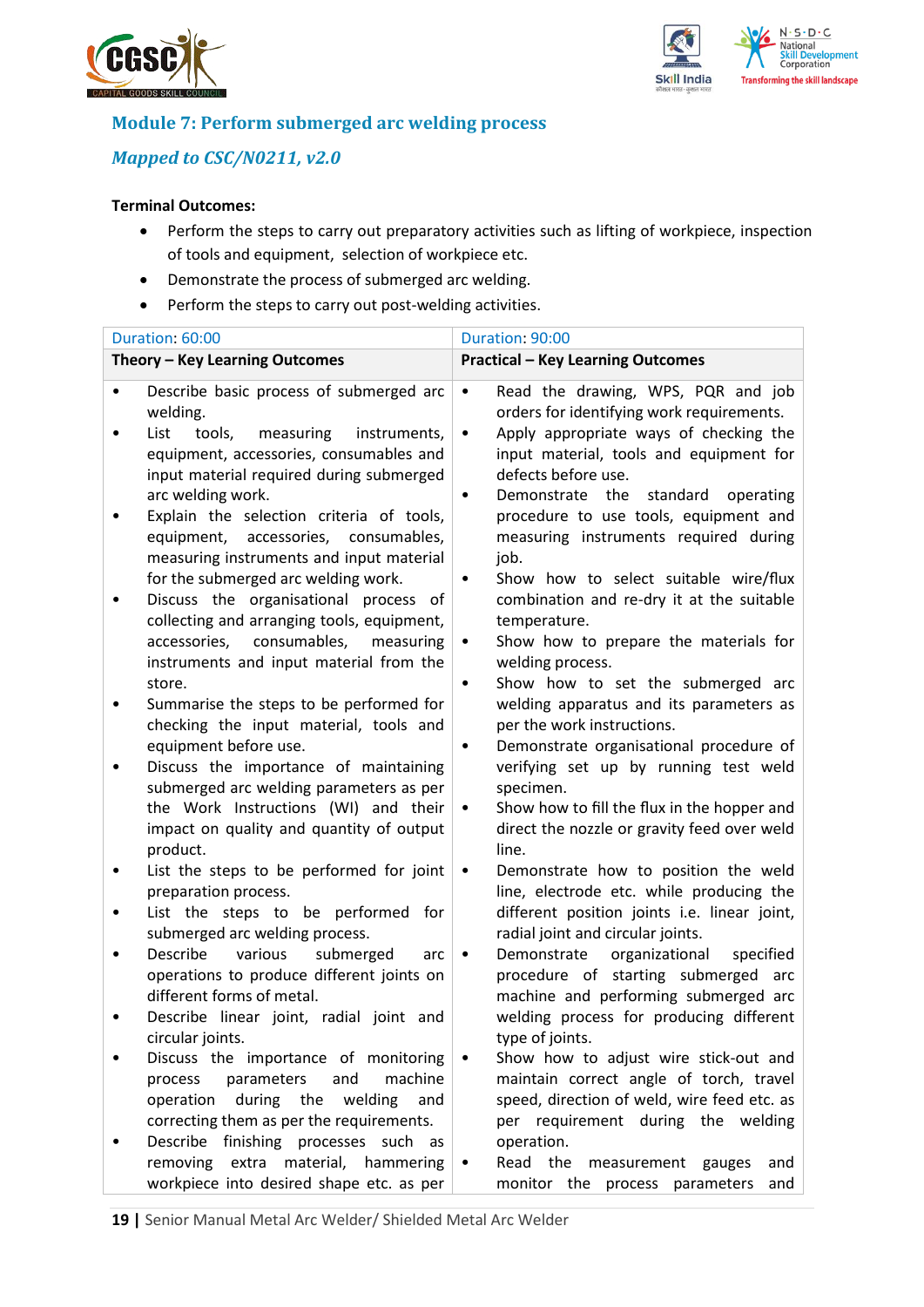## Module 7: Perform submerged arc welding process

### *Mapped to CSC/N0211, v2.0*

**Terminal Outcomes:**

- Perform the steps to carry out preparatory activities such as lifting of workpiece, inspection of tools and equipment, selection of workpiece etc.
- Demonstrate the process of submerged arc welding.
- Perform the steps to carry out post-welding activities.

| Duration: 60:00 | Duration: 90:00 |
|---|---|
| **Theory – Key Learning Outcomes** | **Practical – Key Learning Outcomes** |
| • Describe basic process of submerged arc welding.<br>• List tools, measuring instruments, equipment, accessories, consumables and input material required during submerged arc welding work.<br>• Explain the selection criteria of tools, equipment, accessories, consumables, measuring instruments and input material for the submerged arc welding work.<br>• Discuss the organisational process of collecting and arranging tools, equipment, accessories, consumables, measuring instruments and input material from the store.<br>• Summarise the steps to be performed for checking the input material, tools and equipment before use.<br>• Discuss the importance of maintaining submerged arc welding parameters as per the Work Instructions (WI) and their impact on quality and quantity of output product.<br>• List the steps to be performed for joint preparation process.<br>• List the steps to be performed for submerged arc welding process.<br>• Describe various submerged arc operations to produce different joints on different forms of metal.<br>• Describe linear joint, radial joint and circular joints.<br>• Discuss the importance of monitoring process parameters and machine operation during the welding and correcting them as per the requirements.<br>• Describe finishing processes such as removing extra material, hammering workpiece into desired shape etc. as per | • Read the drawing, WPS, PQR and job orders for identifying work requirements.<br>• Apply appropriate ways of checking the input material, tools and equipment for defects before use.<br>• Demonstrate the standard operating procedure to use tools, equipment and measuring instruments required during job.<br>• Show how to select suitable wire/flux combination and re-dry it at the suitable temperature.<br>• Show how to prepare the materials for welding process.<br>• Show how to set the submerged arc welding apparatus and its parameters as per the work instructions.<br>• Demonstrate organisational procedure of verifying set up by running test weld specimen.<br>• Show how to fill the flux in the hopper and direct the nozzle or gravity feed over weld line.<br>• Demonstrate how to position the weld line, electrode etc. while producing the different position joints i.e. linear joint, radial joint and circular joints.<br>• Demonstrate organizational specified procedure of starting submerged arc machine and performing submerged arc welding process for producing different type of joints.<br>• Show how to adjust wire stick-out and maintain correct angle of torch, travel speed, direction of weld, wire feed etc. as per requirement during the welding operation.<br>• Read the measurement gauges and monitor the process parameters and |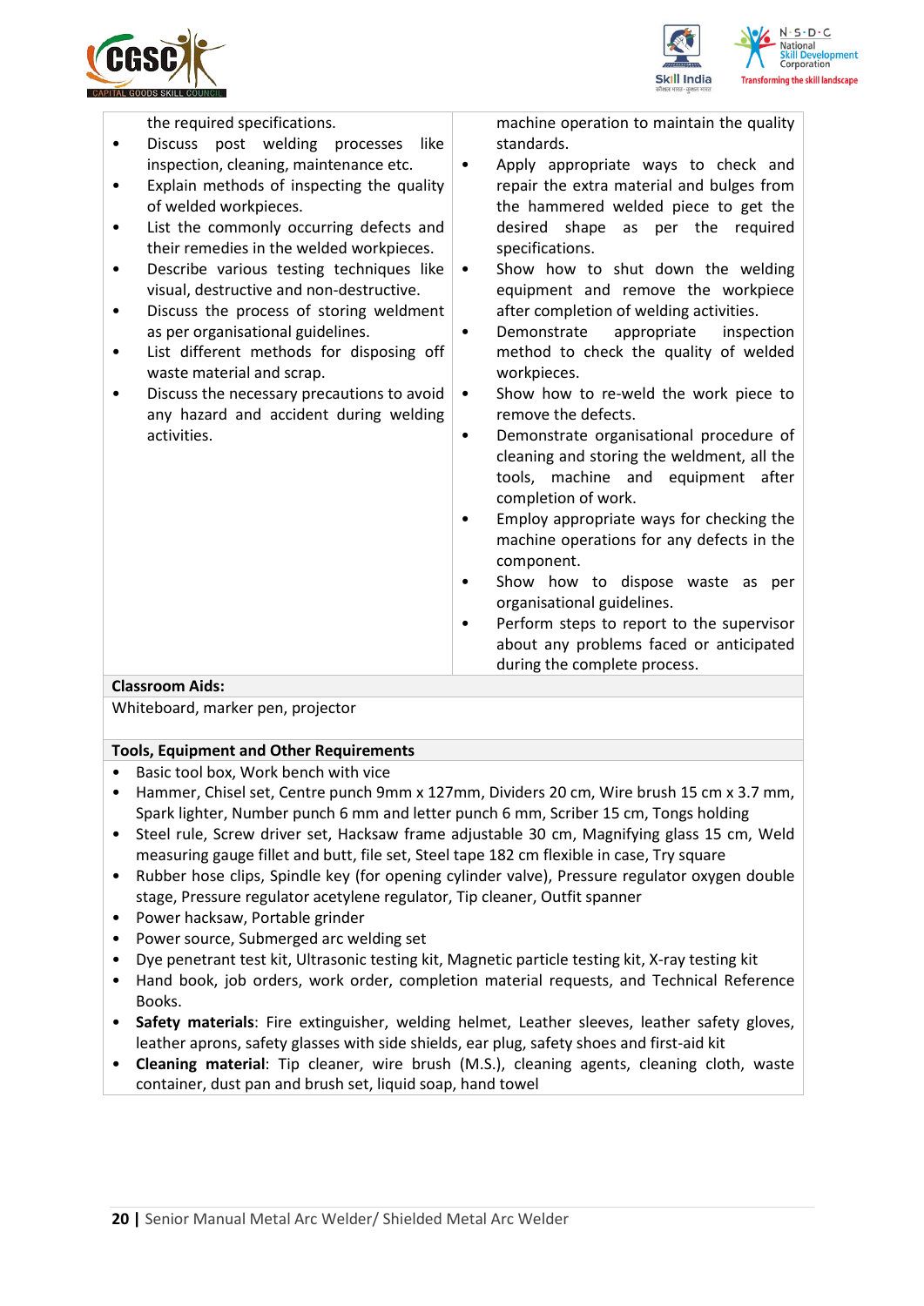| | |
|---|---|
| the required specifications.<br>• Discuss post welding processes like inspection, cleaning, maintenance etc.<br>• Explain methods of inspecting the quality of welded workpieces.<br>• List the commonly occurring defects and their remedies in the welded workpieces.<br>• Describe various testing techniques like visual, destructive and non-destructive.<br>• Discuss the process of storing weldment as per organisational guidelines.<br>• List different methods for disposing off waste material and scrap.<br>• Discuss the necessary precautions to avoid any hazard and accident during welding activities. | machine operation to maintain the quality standards.<br>• Apply appropriate ways to check and repair the extra material and bulges from the hammered welded piece to get the desired shape as per the required specifications.<br>• Show how to shut down the welding equipment and remove the workpiece after completion of welding activities.<br>• Demonstrate appropriate inspection method to check the quality of welded workpieces.<br>• Show how to re-weld the work piece to remove the defects.<br>• Demonstrate organisational procedure of cleaning and storing the weldment, all the tools, machine and equipment after completion of work.<br>• Employ appropriate ways for checking the machine operations for any defects in the component.<br>• Show how to dispose waste as per organisational guidelines.<br>• Perform steps to report to the supervisor about any problems faced or anticipated during the complete process. |

**Classroom Aids:**

Whiteboard, marker pen, projector

**Tools, Equipment and Other Requirements**

- Basic tool box, Work bench with vice
- Hammer, Chisel set, Centre punch 9mm x 127mm, Dividers 20 cm, Wire brush 15 cm x 3.7 mm, Spark lighter, Number punch 6 mm and letter punch 6 mm, Scriber 15 cm, Tongs holding
- Steel rule, Screw driver set, Hacksaw frame adjustable 30 cm, Magnifying glass 15 cm, Weld measuring gauge fillet and butt, file set, Steel tape 182 cm flexible in case, Try square
- Rubber hose clips, Spindle key (for opening cylinder valve), Pressure regulator oxygen double stage, Pressure regulator acetylene regulator, Tip cleaner, Outfit spanner
- Power hacksaw, Portable grinder
- Power source, Submerged arc welding set
- Dye penetrant test kit, Ultrasonic testing kit, Magnetic particle testing kit, X-ray testing kit
- Hand book, job orders, work order, completion material requests, and Technical Reference Books.
- **Safety materials**: Fire extinguisher, welding helmet, Leather sleeves, leather safety gloves, leather aprons, safety glasses with side shields, ear plug, safety shoes and first-aid kit
- **Cleaning material**: Tip cleaner, wire brush (M.S.), cleaning agents, cleaning cloth, waste container, dust pan and brush set, liquid soap, hand towel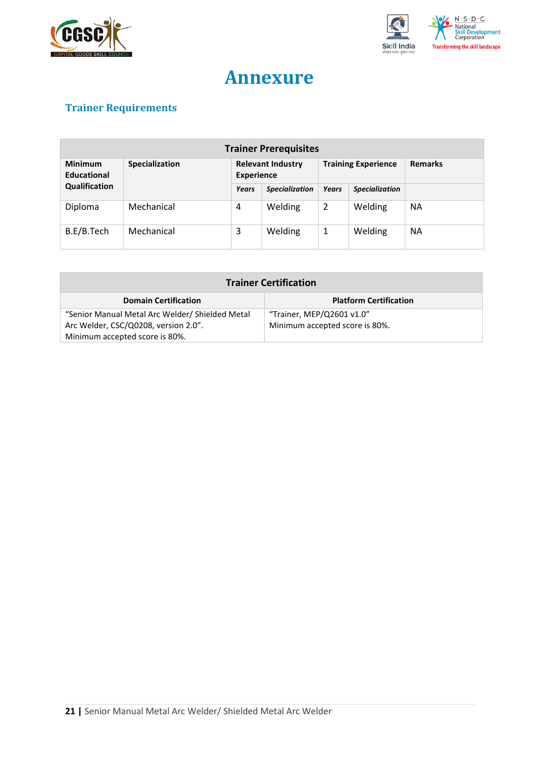# Annexure

## Trainer Requirements

| Trainer Prerequisites | | | | | | |
|---|---|---|---|---|---|---|
| **Minimum Educational Qualification** | **Specialization** | **Relevant Industry Experience** | | **Training Experience** | | **Remarks** |
| | | ***Years*** | ***Specialization*** | ***Years*** | ***Specialization*** | |
| Diploma | Mechanical | 4 | Welding | 2 | Welding | NA |
| B.E/B.Tech | Mechanical | 3 | Welding | 1 | Welding | NA |

| Trainer Certification | |
|---|---|
| **Domain Certification** | **Platform Certification** |
| "Senior Manual Metal Arc Welder/ Shielded Metal Arc Welder, CSC/Q0208, version 2.0". Minimum accepted score is 80%. | "Trainer, MEP/Q2601 v1.0" Minimum accepted score is 80%. |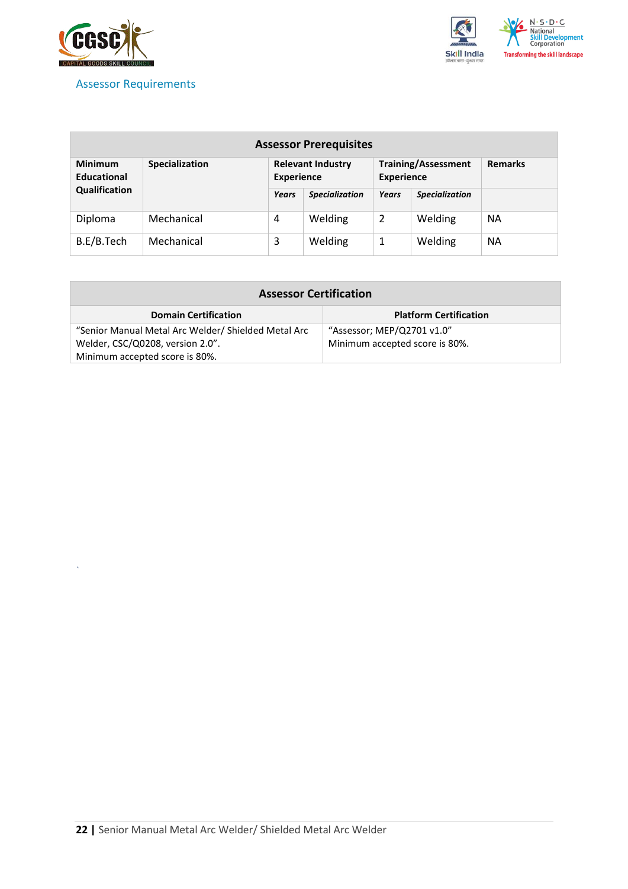## Assessor Requirements

| Assessor Prerequisites | | | | | | |
|---|---|---|---|---|---|---|
| **Minimum Educational Qualification** | **Specialization** | **Relevant Industry Experience** | | **Training/Assessment Experience** | | **Remarks** |
| | | ***Years*** | ***Specialization*** | ***Years*** | ***Specialization*** | |
| Diploma | Mechanical | 4 | Welding | 2 | Welding | NA |
| B.E/B.Tech | Mechanical | 3 | Welding | 1 | Welding | NA |

| Assessor Certification | |
|---|---|
| **Domain Certification** | **Platform Certification** |
| "Senior Manual Metal Arc Welder/ Shielded Metal Arc Welder, CSC/Q0208, version 2.0". Minimum accepted score is 80%. | "Assessor; MEP/Q2701 v1.0" Minimum accepted score is 80%. |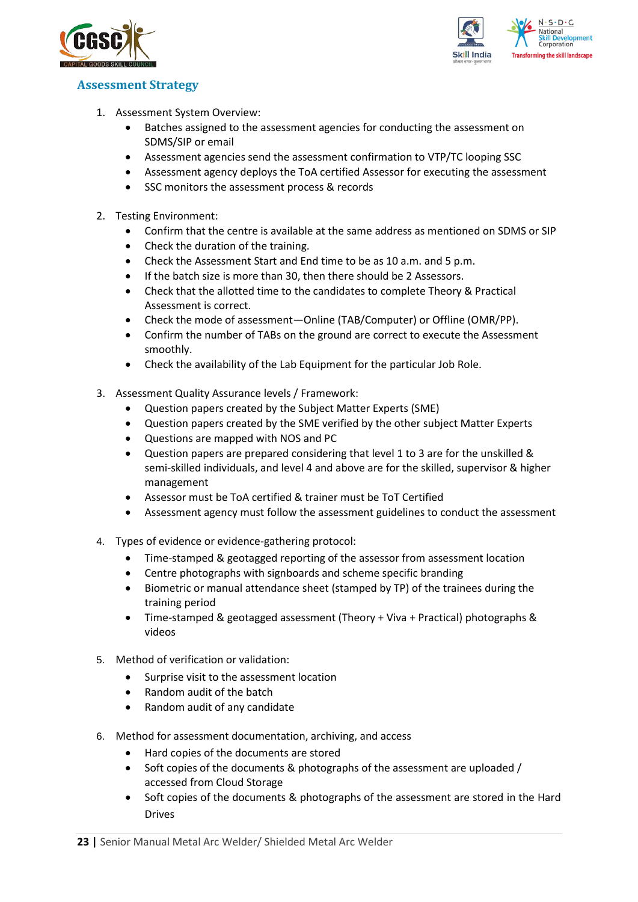## Assessment Strategy

1. Assessment System Overview:
    - Batches assigned to the assessment agencies for conducting the assessment on SDMS/SIP or email
    - Assessment agencies send the assessment confirmation to VTP/TC looping SSC
    - Assessment agency deploys the ToA certified Assessor for executing the assessment
    - SSC monitors the assessment process & records

2. Testing Environment:
    - Confirm that the centre is available at the same address as mentioned on SDMS or SIP
    - Check the duration of the training.
    - Check the Assessment Start and End time to be as 10 a.m. and 5 p.m.
    - If the batch size is more than 30, then there should be 2 Assessors.
    - Check that the allotted time to the candidates to complete Theory & Practical Assessment is correct.
    - Check the mode of assessment—Online (TAB/Computer) or Offline (OMR/PP).
    - Confirm the number of TABs on the ground are correct to execute the Assessment smoothly.
    - Check the availability of the Lab Equipment for the particular Job Role.

3. Assessment Quality Assurance levels / Framework:
    - Question papers created by the Subject Matter Experts (SME)
    - Question papers created by the SME verified by the other subject Matter Experts
    - Questions are mapped with NOS and PC
    - Question papers are prepared considering that level 1 to 3 are for the unskilled & semi-skilled individuals, and level 4 and above are for the skilled, supervisor & higher management
    - Assessor must be ToA certified & trainer must be ToT Certified
    - Assessment agency must follow the assessment guidelines to conduct the assessment

4. Types of evidence or evidence-gathering protocol:
    - Time-stamped & geotagged reporting of the assessor from assessment location
    - Centre photographs with signboards and scheme specific branding
    - Biometric or manual attendance sheet (stamped by TP) of the trainees during the training period
    - Time-stamped & geotagged assessment (Theory + Viva + Practical) photographs & videos

5. Method of verification or validation:
    - Surprise visit to the assessment location
    - Random audit of the batch
    - Random audit of any candidate

6. Method for assessment documentation, archiving, and access
    - Hard copies of the documents are stored
    - Soft copies of the documents & photographs of the assessment are uploaded / accessed from Cloud Storage
    - Soft copies of the documents & photographs of the assessment are stored in the Hard Drives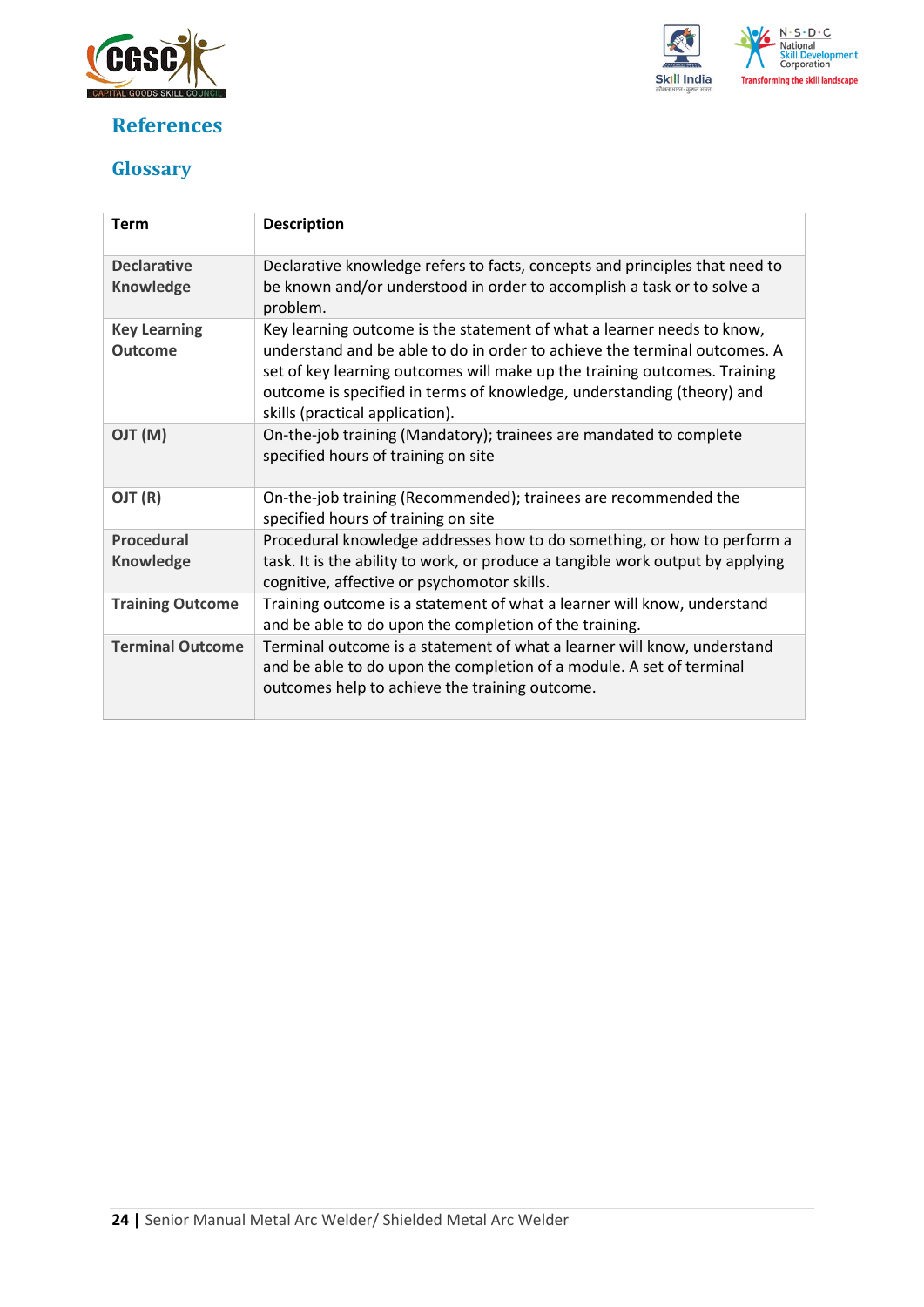## References

### Glossary

| Term | Description |
| --- | --- |
| **Declarative Knowledge** | Declarative knowledge refers to facts, concepts and principles that need to be known and/or understood in order to accomplish a task or to solve a problem. |
| **Key Learning Outcome** | Key learning outcome is the statement of what a learner needs to know, understand and be able to do in order to achieve the terminal outcomes. A set of key learning outcomes will make up the training outcomes. Training outcome is specified in terms of knowledge, understanding (theory) and skills (practical application). |
| **OJT (M)** | On-the-job training (Mandatory); trainees are mandated to complete specified hours of training on site |
| **OJT (R)** | On-the-job training (Recommended); trainees are recommended the specified hours of training on site |
| **Procedural Knowledge** | Procedural knowledge addresses how to do something, or how to perform a task. It is the ability to work, or produce a tangible work output by applying cognitive, affective or psychomotor skills. |
| **Training Outcome** | Training outcome is a statement of what a learner will know, understand and be able to do upon the completion of the training. |
| **Terminal Outcome** | Terminal outcome is a statement of what a learner will know, understand and be able to do upon the completion of a module. A set of terminal outcomes help to achieve the training outcome. |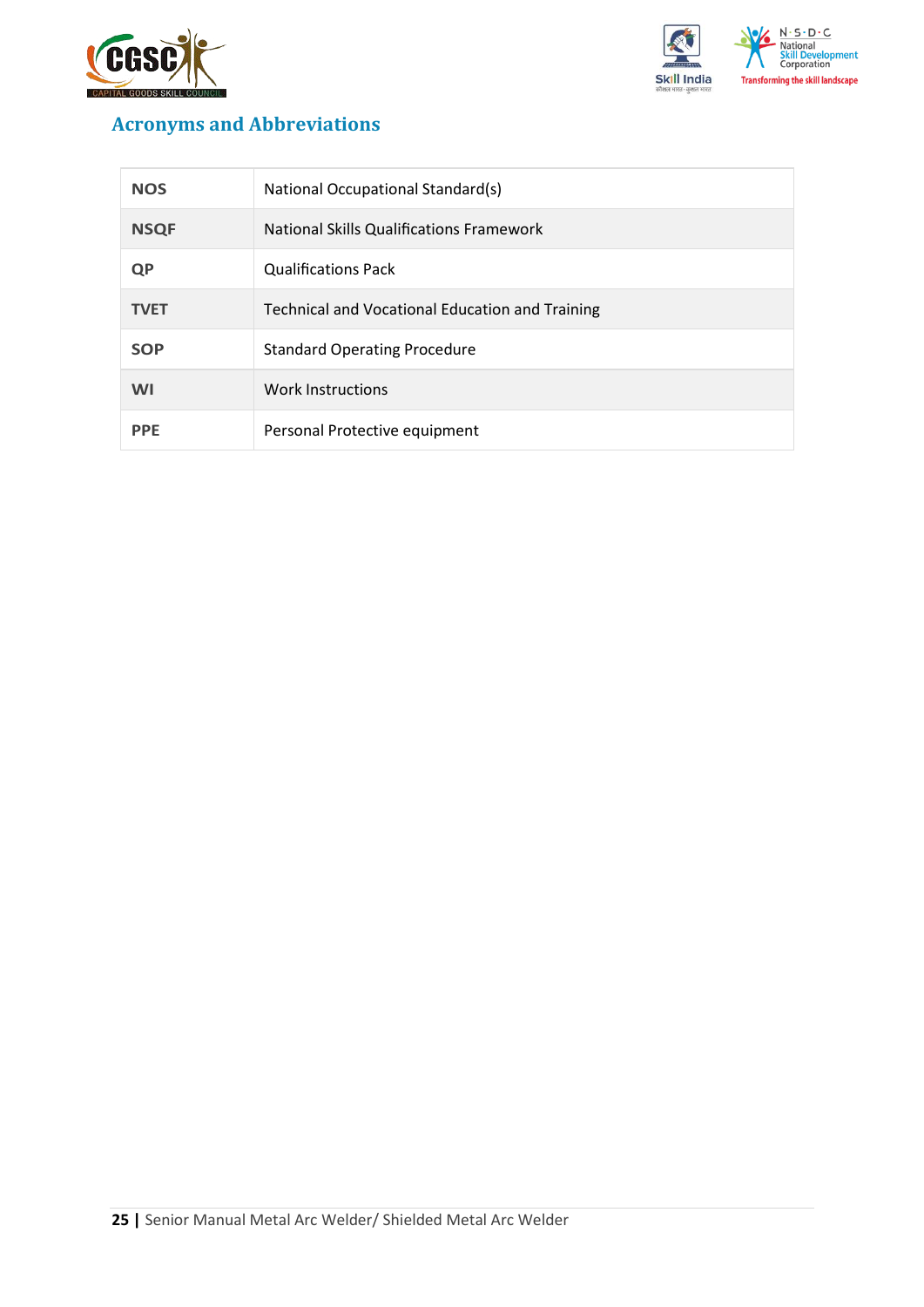## Acronyms and Abbreviations

| | |
|---|---|
| **NOS** | National Occupational Standard(s) |
| **NSQF** | National Skills Qualifications Framework |
| **QP** | Qualifications Pack |
| **TVET** | Technical and Vocational Education and Training |
| **SOP** | Standard Operating Procedure |
| **WI** | Work Instructions |
| **PPE** | Personal Protective equipment |